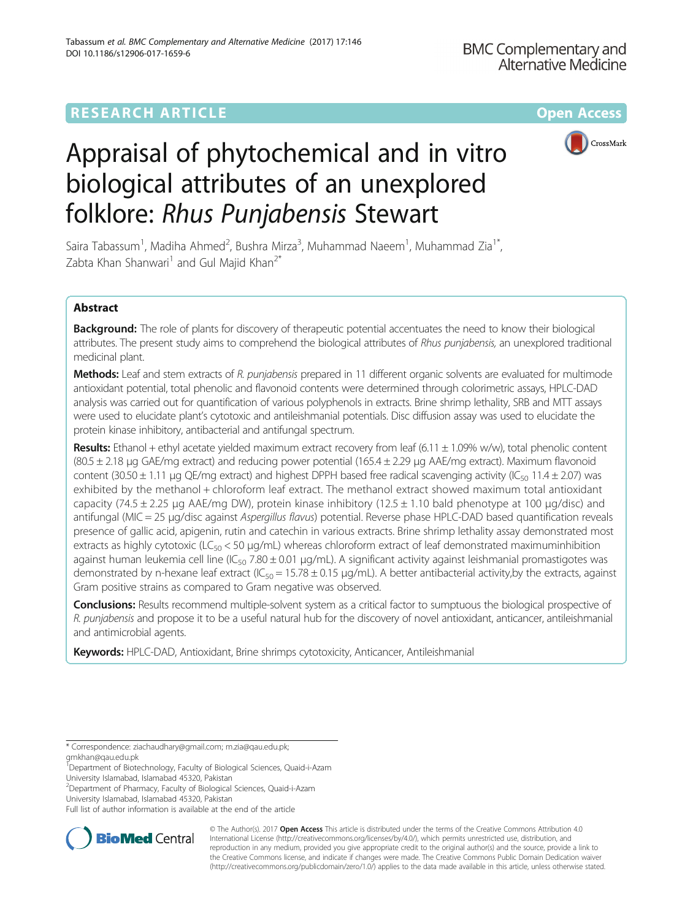RESEARCH ARTICLE

Open Access

# Appraisal of phytochemical and in vitro biological attributes of an unexplored folklore: *Rhus Punjabensis* Stewart

Saira Tabassum[1], Madiha Ahmed[2], Bushra Mirza[3], Muhammad Naeem[1], Muhammad Zia[1*], Zabta Khan Shanwari[1] and Gul Majid Khan[2*]

## Abstract

**Background:** The role of plants for discovery of therapeutic potential accentuates the need to know their biological attributes. The present study aims to comprehend the biological attributes of *Rhus punjabensis,* an unexplored traditional medicinal plant.

**Methods:** Leaf and stem extracts of *R. punjabensis* prepared in 11 different organic solvents are evaluated for multimode antioxidant potential, total phenolic and flavonoid contents were determined through colorimetric assays, HPLC-DAD analysis was carried out for quantification of various polyphenols in extracts. Brine shrimp lethality, SRB and MTT assays were used to elucidate plant's cytotoxic and antileishmanial potentials. Disc diffusion assay was used to elucidate the protein kinase inhibitory, antibacterial and antifungal spectrum.

**Results:** Ethanol + ethyl acetate yielded maximum extract recovery from leaf (6.11 ± 1.09% w/w), total phenolic content (80.5 ± 2.18 μg GAE/mg extract) and reducing power potential (165.4 ± 2.29 μg AAE/mg extract). Maximum flavonoid content (30.50 ± 1.11 μg QE/mg extract) and highest DPPH based free radical scavenging activity ($IC_{50}$ 11.4 ± 2.07) was exhibited by the methanol + chloroform leaf extract. The methanol extract showed maximum total antioxidant capacity (74.5 ± 2.25 μg AAE/mg DW), protein kinase inhibitory (12.5 ± 1.10 bald phenotype at 100 μg/disc) and antifungal (MIC = 25 μg/disc against *Aspergillus flavus*) potential. Reverse phase HPLC-DAD based quantification reveals presence of gallic acid, apigenin, rutin and catechin in various extracts. Brine shrimp lethality assay demonstrated most extracts as highly cytotoxic ($LC_{50}$ < 50 μg/mL) whereas chloroform extract of leaf demonstrated maximuminhibition against human leukemia cell line ($IC_{50}$ 7.80 ± 0.01 μg/mL). A significant activity against leishmanial promastigotes was demonstrated by n-hexane leaf extract ($IC_{50}$ = 15.78 ± 0.15 μg/mL). A better antibacterial activity,by the extracts, against Gram positive strains as compared to Gram negative was observed.

**Conclusions:** Results recommend multiple-solvent system as a critical factor to sumptuous the biological prospective of *R. punjabensis* and propose it to be a useful natural hub for the discovery of novel antioxidant, anticancer, antileishmanial and antimicrobial agents.

**Keywords:** HPLC-DAD, Antioxidant, Brine shrimps cytotoxicity, Anticancer, Antileishmanial

\* Correspondence: ziachaudhary@gmail.com; m.zia@qau.edu.pk; gmkhan@qau.edu.pk

[1]Department of Biotechnology, Faculty of Biological Sciences, Quaid-i-Azam University Islamabad, Islamabad 45320, Pakistan

[2]Department of Pharmacy, Faculty of Biological Sciences, Quaid-i-Azam University Islamabad, Islamabad 45320, Pakistan

Full list of author information is available at the end of the article

© The Author(s). 2017 **Open Access** This article is distributed under the terms of the Creative Commons Attribution 4.0 International License (http://creativecommons.org/licenses/by/4.0/), which permits unrestricted use, distribution, and reproduction in any medium, provided you give appropriate credit to the original author(s) and the source, provide a link to the Creative Commons license, and indicate if changes were made. The Creative Commons Public Domain Dedication waiver (http://creativecommons.org/publicdomain/zero/1.0/) applies to the data made available in this article, unless otherwise stated.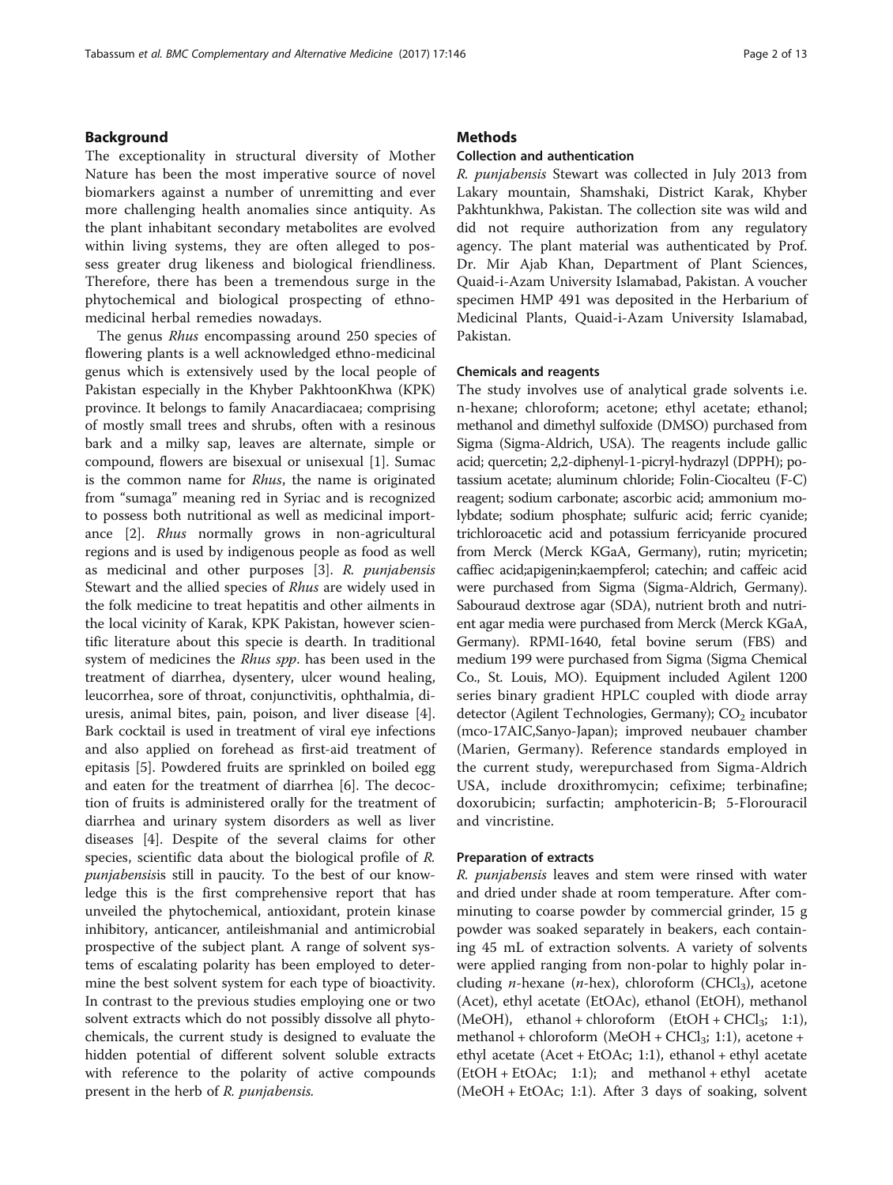## Background

The exceptionality in structural diversity of Mother Nature has been the most imperative source of novel biomarkers against a number of unremitting and ever more challenging health anomalies since antiquity. As the plant inhabitant secondary metabolites are evolved within living systems, they are often alleged to possess greater drug likeness and biological friendliness. Therefore, there has been a tremendous surge in the phytochemical and biological prospecting of ethnomedicinal herbal remedies nowadays.

The genus *Rhus* encompassing around 250 species of flowering plants is a well acknowledged ethno-medicinal genus which is extensively used by the local people of Pakistan especially in the Khyber PakhtoonKhwa (KPK) province. It belongs to family Anacardiacaea; comprising of mostly small trees and shrubs, often with a resinous bark and a milky sap, leaves are alternate, simple or compound, flowers are bisexual or unisexual [1]. Sumac is the common name for *Rhus*, the name is originated from "sumaga" meaning red in Syriac and is recognized to possess both nutritional as well as medicinal importance [2]. *Rhus* normally grows in non-agricultural regions and is used by indigenous people as food as well as medicinal and other purposes [3]. *R. punjabensis* Stewart and the allied species of *Rhus* are widely used in the folk medicine to treat hepatitis and other ailments in the local vicinity of Karak, KPK Pakistan, however scientific literature about this specie is dearth. In traditional system of medicines the *Rhus spp*. has been used in the treatment of diarrhea, dysentery, ulcer wound healing, leucorrhea, sore of throat, conjunctivitis, ophthalmia, diuresis, animal bites, pain, poison, and liver disease [4]. Bark cocktail is used in treatment of viral eye infections and also applied on forehead as first-aid treatment of epitasis [5]. Powdered fruits are sprinkled on boiled egg and eaten for the treatment of diarrhea [6]. The decoction of fruits is administered orally for the treatment of diarrhea and urinary system disorders as well as liver diseases [4]. Despite of the several claims for other species, scientific data about the biological profile of *R. punjabensis*is still in paucity. To the best of our knowledge this is the first comprehensive report that has unveiled the phytochemical, antioxidant, protein kinase inhibitory, anticancer, antileishmanial and antimicrobial prospective of the subject plant. A range of solvent systems of escalating polarity has been employed to determine the best solvent system for each type of bioactivity. In contrast to the previous studies employing one or two solvent extracts which do not possibly dissolve all phytochemicals, the current study is designed to evaluate the hidden potential of different solvent soluble extracts with reference to the polarity of active compounds present in the herb of *R. punjabensis*.

## Methods

### Collection and authentication

*R. punjabensis* Stewart was collected in July 2013 from Lakary mountain, Shamshaki, District Karak, Khyber Pakhtunkhwa, Pakistan. The collection site was wild and did not require authorization from any regulatory agency. The plant material was authenticated by Prof. Dr. Mir Ajab Khan, Department of Plant Sciences, Quaid-i-Azam University Islamabad, Pakistan. A voucher specimen HMP 491 was deposited in the Herbarium of Medicinal Plants, Quaid-i-Azam University Islamabad, Pakistan.

### Chemicals and reagents

The study involves use of analytical grade solvents i.e. n-hexane; chloroform; acetone; ethyl acetate; ethanol; methanol and dimethyl sulfoxide (DMSO) purchased from Sigma (Sigma-Aldrich, USA). The reagents include gallic acid; quercetin; 2,2-diphenyl-1-picryl-hydrazyl (DPPH); potassium acetate; aluminum chloride; Folin-Ciocalteu (F-C) reagent; sodium carbonate; ascorbic acid; ammonium molybdate; sodium phosphate; sulfuric acid; ferric cyanide; trichloroacetic acid and potassium ferricyanide procured from Merck (Merck KGaA, Germany), rutin; myricetin; caffiec acid;apigenin;kaempferol; catechin; and caffeic acid were purchased from Sigma (Sigma-Aldrich, Germany). Sabouraud dextrose agar (SDA), nutrient broth and nutrient agar media were purchased from Merck (Merck KGaA, Germany). RPMI-1640, fetal bovine serum (FBS) and medium 199 were purchased from Sigma (Sigma Chemical Co., St. Louis, MO). Equipment included Agilent 1200 series binary gradient HPLC coupled with diode array detector (Agilent Technologies, Germany); $CO_2$ incubator (mco-17AIC,Sanyo-Japan); improved neubauer chamber (Marien, Germany). Reference standards employed in the current study, werepurchased from Sigma-Aldrich USA, include droxithromycin; cefixime; terbinafine; doxorubicin; surfactin; amphotericin-B; 5-Florouracil and vincristine.

### Preparation of extracts

*R. punjabensis* leaves and stem were rinsed with water and dried under shade at room temperature. After comminuting to coarse powder by commercial grinder, 15 g powder was soaked separately in beakers, each containing 45 mL of extraction solvents. A variety of solvents were applied ranging from non-polar to highly polar including *n*-hexane (*n*-hex), chloroform ($CHCl_3$), acetone (Acet), ethyl acetate (EtOAc), ethanol (EtOH), methanol (MeOH), ethanol + chloroform (EtOH + $CHCl_3$; 1:1), methanol + chloroform (MeOH + $CHCl_3$; 1:1), acetone + ethyl acetate (Acet + EtOAc; 1:1), ethanol + ethyl acetate (EtOH + EtOAc; 1:1); and methanol + ethyl acetate (MeOH + EtOAc; 1:1). After 3 days of soaking, solvent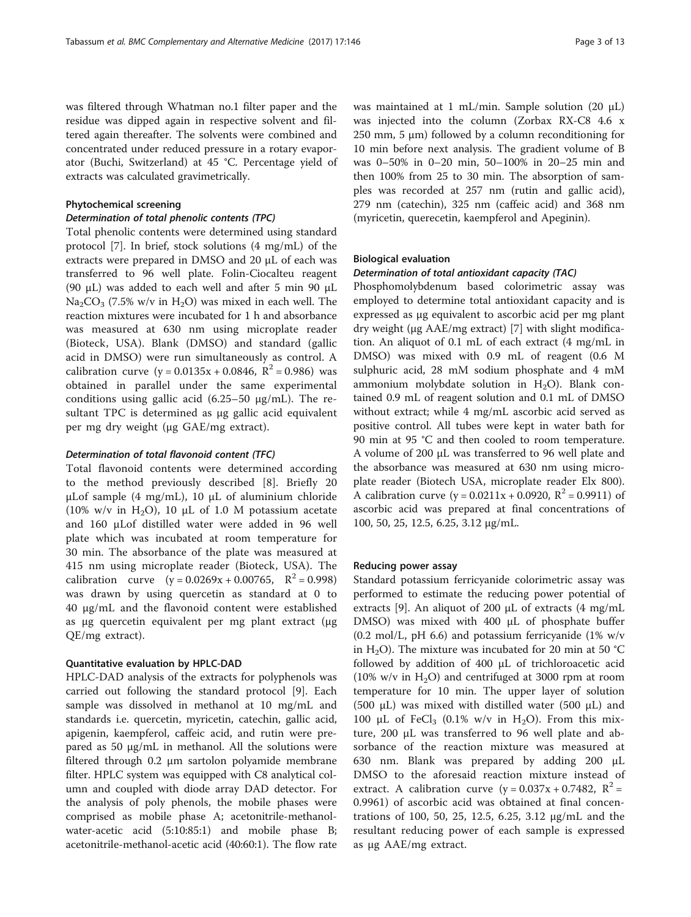was filtered through Whatman no.1 filter paper and the residue was dipped again in respective solvent and filtered again thereafter. The solvents were combined and concentrated under reduced pressure in a rotary evaporator (Buchi, Switzerland) at 45 °C. Percentage yield of extracts was calculated gravimetrically.

### Phytochemical screening

#### *Determination of total phenolic contents (TPC)*

Total phenolic contents were determined using standard protocol [7]. In brief, stock solutions (4 mg/mL) of the extracts were prepared in DMSO and 20 μL of each was transferred to 96 well plate. Folin-Ciocalteu reagent (90 μL) was added to each well and after 5 min 90 μL $Na_2CO_3$ (7.5% w/v in $H_2O$) was mixed in each well. The reaction mixtures were incubated for 1 h and absorbance was measured at 630 nm using microplate reader (Bioteck, USA). Blank (DMSO) and standard (gallic acid in DMSO) were run simultaneously as control. A calibration curve ($y = 0.0135x + 0.0846$, $R^2 = 0.986$) was obtained in parallel under the same experimental conditions using gallic acid (6.25–50 μg/mL). The resultant TPC is determined as μg gallic acid equivalent per mg dry weight (μg GAE/mg extract).

#### *Determination of total flavonoid content (TFC)*

Total flavonoid contents were determined according to the method previously described [8]. Briefly 20 μLof sample (4 mg/mL), 10 μL of aluminium chloride (10% w/v in $H_2O$), 10 μL of 1.0 M potassium acetate and 160 μLof distilled water were added in 96 well plate which was incubated at room temperature for 30 min. The absorbance of the plate was measured at 415 nm using microplate reader (Bioteck, USA). The calibration curve ($y = 0.0269x + 0.00765$, $R^2 = 0.998$) was drawn by using quercetin as standard at 0 to 40 μg/mL and the flavonoid content were established as μg quercetin equivalent per mg plant extract (μg QE/mg extract).

### Quantitative evaluation by HPLC-DAD

HPLC-DAD analysis of the extracts for polyphenols was carried out following the standard protocol [9]. Each sample was dissolved in methanol at 10 mg/mL and standards i.e. quercetin, myricetin, catechin, gallic acid, apigenin, kaempferol, caffeic acid, and rutin were prepared as 50 μg/mL in methanol. All the solutions were filtered through 0.2 μm sartolon polyamide membrane filter. HPLC system was equipped with C8 analytical column and coupled with diode array DAD detector. For the analysis of poly phenols, the mobile phases were comprised as mobile phase A; acetonitrile-methanol-water-acetic acid (5:10:85:1) and mobile phase B; acetonitrile-methanol-acetic acid (40:60:1). The flow rate was maintained at 1 mL/min. Sample solution (20 μL) was injected into the column (Zorbax RX-C8 4.6 x 250 mm, 5 μm) followed by a column reconditioning for 10 min before next analysis. The gradient volume of B was 0–50% in 0–20 min, 50–100% in 20–25 min and then 100% from 25 to 30 min. The absorption of samples was recorded at 257 nm (rutin and gallic acid), 279 nm (catechin), 325 nm (caffeic acid) and 368 nm (myricetin, querecetin, kaempferol and Apeginin).

### Biological evaluation

#### *Determination of total antioxidant capacity (TAC)*

Phosphomolybdenum based colorimetric assay was employed to determine total antioxidant capacity and is expressed as μg equivalent to ascorbic acid per mg plant dry weight (μg AAE/mg extract) [7] with slight modification. An aliquot of 0.1 mL of each extract (4 mg/mL in DMSO) was mixed with 0.9 mL of reagent (0.6 M sulphuric acid, 28 mM sodium phosphate and 4 mM ammonium molybdate solution in $H_2O$). Blank contained 0.9 mL of reagent solution and 0.1 mL of DMSO without extract; while 4 mg/mL ascorbic acid served as positive control. All tubes were kept in water bath for 90 min at 95 °C and then cooled to room temperature. A volume of 200 μL was transferred to 96 well plate and the absorbance was measured at 630 nm using microplate reader (Biotech USA, microplate reader Elx 800). A calibration curve ($y = 0.0211x + 0.0920$, $R^2 = 0.9911$) of ascorbic acid was prepared at final concentrations of 100, 50, 25, 12.5, 6.25, 3.12 μg/mL.

### Reducing power assay

Standard potassium ferricyanide colorimetric assay was performed to estimate the reducing power potential of extracts [9]. An aliquot of 200 μL of extracts (4 mg/mL DMSO) was mixed with 400 μL of phosphate buffer (0.2 mol/L, pH 6.6) and potassium ferricyanide (1% w/v in $H_2O$). The mixture was incubated for 20 min at 50 °C followed by addition of 400 μL of trichloroacetic acid (10% w/v in $H_2O$) and centrifuged at 3000 rpm at room temperature for 10 min. The upper layer of solution (500 μL) was mixed with distilled water (500 μL) and 100 μL of $FeCl_3$ (0.1% w/v in $H_2O$). From this mixture, 200 μL was transferred to 96 well plate and absorbance of the reaction mixture was measured at 630 nm. Blank was prepared by adding 200 μL DMSO to the aforesaid reaction mixture instead of extract. A calibration curve ($y = 0.037x + 0.7482$, $R^2 = 0.9961$) of ascorbic acid was obtained at final concentrations of 100, 50, 25, 12.5, 6.25, 3.12 μg/mL and the resultant reducing power of each sample is expressed as μg AAE/mg extract.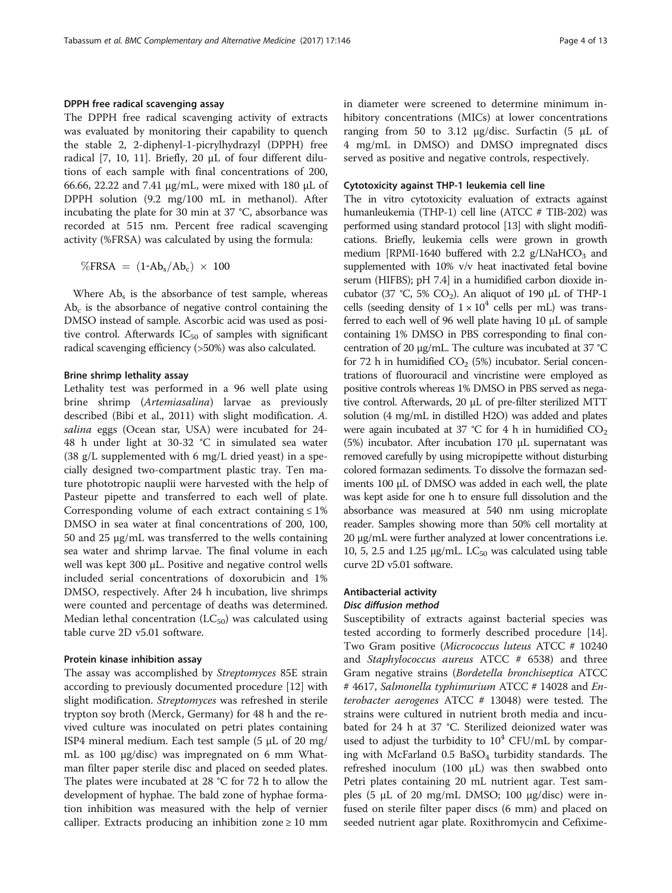#### DPPH free radical scavenging assay

The DPPH free radical scavenging activity of extracts was evaluated by monitoring their capability to quench the stable 2, 2-diphenyl-1-picrylhydrazyl (DPPH) free radical [7, 10, 11]. Briefly, 20 μL of four different dilutions of each sample with final concentrations of 200, 66.66, 22.22 and 7.41 μg/mL, were mixed with 180 μL of DPPH solution (9.2 mg/100 mL in methanol). After incubating the plate for 30 min at 37 °C, absorbance was recorded at 515 nm. Percent free radical scavenging activity (%FRSA) was calculated by using the formula:

$$\%FRSA = (1\text{-}Ab_s/Ab_c) \times 100$$

Where $Ab_s$ is the absorbance of test sample, whereas $Ab_c$ is the absorbance of negative control containing the DMSO instead of sample. Ascorbic acid was used as positive control. Afterwards $IC_{50}$ of samples with significant radical scavenging efficiency (>50%) was also calculated.

#### Brine shrimp lethality assay

Lethality test was performed in a 96 well plate using brine shrimp (*Artemiasalina*) larvae as previously described (Bibi et al., 2011) with slight modification. *A. salina* eggs (Ocean star, USA) were incubated for 24-48 h under light at 30-32 °C in simulated sea water (38 g/L supplemented with 6 mg/L dried yeast) in a specially designed two-compartment plastic tray. Ten mature phototropic nauplii were harvested with the help of Pasteur pipette and transferred to each well of plate. Corresponding volume of each extract containing ≤ 1% DMSO in sea water at final concentrations of 200, 100, 50 and 25 μg/mL was transferred to the wells containing sea water and shrimp larvae. The final volume in each well was kept 300 μL. Positive and negative control wells included serial concentrations of doxorubicin and 1% DMSO, respectively. After 24 h incubation, live shrimps were counted and percentage of deaths was determined. Median lethal concentration ($LC_{50}$) was calculated using table curve 2D v5.01 software.

#### Protein kinase inhibition assay

The assay was accomplished by *Streptomyces* 85E strain according to previously documented procedure [12] with slight modification. *Streptomyces* was refreshed in sterile trypton soy broth (Merck, Germany) for 48 h and the revived culture was inoculated on petri plates containing ISP4 mineral medium. Each test sample (5 μL of 20 mg/mL as 100 μg/disc) was impregnated on 6 mm Whatman filter paper sterile disc and placed on seeded plates. The plates were incubated at 28 °C for 72 h to allow the development of hyphae. The bald zone of hyphae formation inhibition was measured with the help of vernier calliper. Extracts producing an inhibition zone ≥ 10 mm in diameter were screened to determine minimum inhibitory concentrations (MICs) at lower concentrations ranging from 50 to 3.12 μg/disc. Surfactin (5 μL of 4 mg/mL in DMSO) and DMSO impregnated discs served as positive and negative controls, respectively.

#### Cytotoxicity against THP-1 leukemia cell line

The in vitro cytotoxicity evaluation of extracts against humanleukemia (THP-1) cell line (ATCC # TIB-202) was performed using standard protocol [13] with slight modifications. Briefly, leukemia cells were grown in growth medium [RPMI-1640 buffered with 2.2 g/L$NaHCO_3$ and supplemented with 10% v/v heat inactivated fetal bovine serum (HIFBS); pH 7.4] in a humidified carbon dioxide incubator (37 °C, 5% $CO_2$). An aliquot of 190 μL of THP-1 cells (seeding density of $1 \times 10^4$ cells per mL) was transferred to each well of 96 well plate having 10 μL of sample containing 1% DMSO in PBS corresponding to final concentration of 20 μg/mL. The culture was incubated at 37 °C for 72 h in humidified $CO_2$ (5%) incubator. Serial concentrations of fluorouracil and vincristine were employed as positive controls whereas 1% DMSO in PBS served as negative control. Afterwards, 20 μL of pre-filter sterilized MTT solution (4 mg/mL in distilled H2O) was added and plates were again incubated at 37 °C for 4 h in humidified $CO_2$ (5%) incubator. After incubation 170 μL supernatant was removed carefully by using micropipette without disturbing colored formazan sediments. To dissolve the formazan sediments 100 μL of DMSO was added in each well, the plate was kept aside for one h to ensure full dissolution and the absorbance was measured at 540 nm using microplate reader. Samples showing more than 50% cell mortality at 20 μg/mL were further analyzed at lower concentrations i.e. 10, 5, 2.5 and 1.25 μg/mL. $LC_{50}$ was calculated using table curve 2D v5.01 software.

#### Antibacterial activity

##### *Disc diffusion method*

Susceptibility of extracts against bacterial species was tested according to formerly described procedure [14]. Two Gram positive (*Micrococcus luteus* ATCC # 10240 and *Staphylococcus aureus* ATCC # 6538) and three Gram negative strains (*Bordetella bronchiseptica* ATCC # 4617, *Salmonella typhimurium* ATCC # 14028 and *Enterobacter aerogenes* ATCC # 13048) were tested. The strains were cultured in nutrient broth media and incubated for 24 h at 37 °C. Sterilized deionized water was used to adjust the turbidity to $10^4$ CFU/mL by comparing with McFarland 0.5 $BaSO_4$ turbidity standards. The refreshed inoculum (100 μL) was then swabbed onto Petri plates containing 20 mL nutrient agar. Test samples (5 μL of 20 mg/mL DMSO; 100 μg/disc) were infused on sterile filter paper discs (6 mm) and placed on seeded nutrient agar plate. Roxithromycin and Cefixime-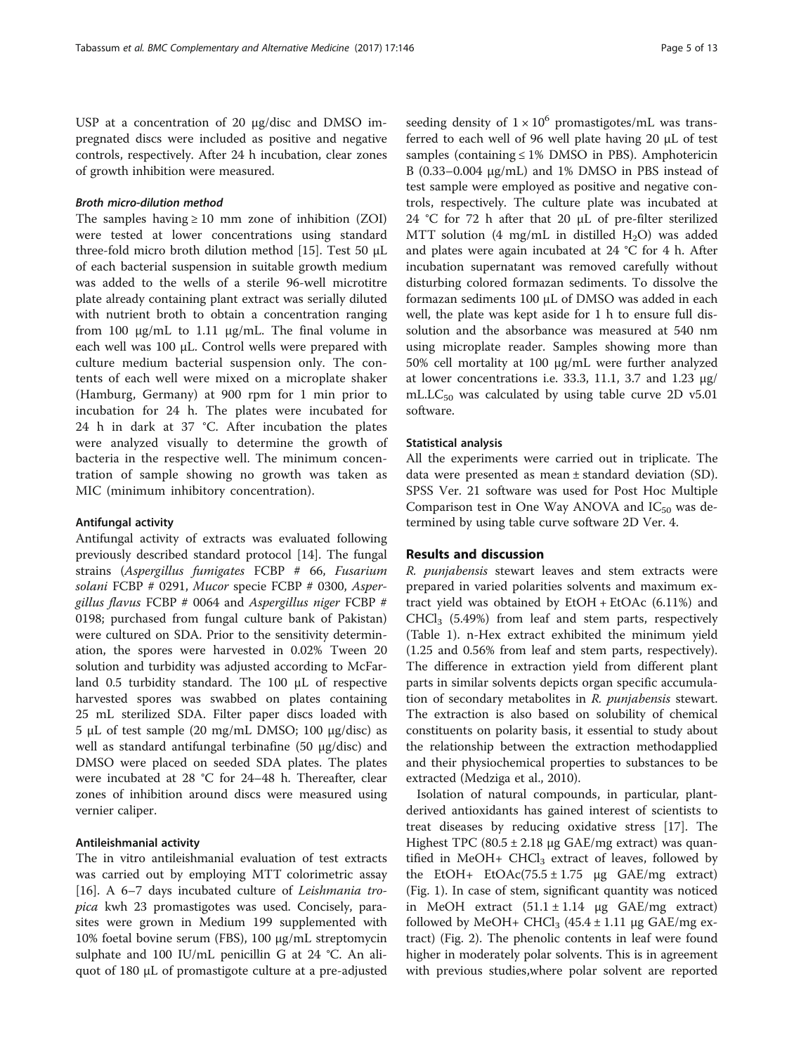USP at a concentration of 20 μg/disc and DMSO impregnated discs were included as positive and negative controls, respectively. After 24 h incubation, clear zones of growth inhibition were measured.

#### *Broth micro-dilution method*

The samples having ≥ 10 mm zone of inhibition (ZOI) were tested at lower concentrations using standard three-fold micro broth dilution method [15]. Test 50 μL of each bacterial suspension in suitable growth medium was added to the wells of a sterile 96-well microtitre plate already containing plant extract was serially diluted with nutrient broth to obtain a concentration ranging from 100 μg/mL to 1.11 μg/mL. The final volume in each well was 100 μL. Control wells were prepared with culture medium bacterial suspension only. The contents of each well were mixed on a microplate shaker (Hamburg, Germany) at 900 rpm for 1 min prior to incubation for 24 h. The plates were incubated for 24 h in dark at 37 °C. After incubation the plates were analyzed visually to determine the growth of bacteria in the respective well. The minimum concentration of sample showing no growth was taken as MIC (minimum inhibitory concentration).

### Antifungal activity

Antifungal activity of extracts was evaluated following previously described standard protocol [14]. The fungal strains (*Aspergillus fumigates* FCBP # 66, *Fusarium solani* FCBP # 0291, *Mucor* specie FCBP # 0300, *Aspergillus flavus* FCBP # 0064 and *Aspergillus niger* FCBP # 0198; purchased from fungal culture bank of Pakistan) were cultured on SDA. Prior to the sensitivity determination, the spores were harvested in 0.02% Tween 20 solution and turbidity was adjusted according to McFarland 0.5 turbidity standard. The 100 μL of respective harvested spores was swabbed on plates containing 25 mL sterilized SDA. Filter paper discs loaded with 5 μL of test sample (20 mg/mL DMSO; 100 μg/disc) as well as standard antifungal terbinafine (50 μg/disc) and DMSO were placed on seeded SDA plates. The plates were incubated at 28 °C for 24–48 h. Thereafter, clear zones of inhibition around discs were measured using vernier caliper.

### Antileishmanial activity

The in vitro antileishmanial evaluation of test extracts was carried out by employing MTT colorimetric assay [16]. A 6–7 days incubated culture of *Leishmania tropica* kwh 23 promastigotes was used. Concisely, parasites were grown in Medium 199 supplemented with 10% foetal bovine serum (FBS), 100 μg/mL streptomycin sulphate and 100 IU/mL penicillin G at 24 °C. An aliquot of 180 μL of promastigote culture at a pre-adjusted seeding density of $1 \times 10^6$ promastigotes/mL was transferred to each well of 96 well plate having 20 μL of test samples (containing ≤ 1% DMSO in PBS). Amphotericin B (0.33–0.004 μg/mL) and 1% DMSO in PBS instead of test sample were employed as positive and negative controls, respectively. The culture plate was incubated at 24 °C for 72 h after that 20 μL of pre-filter sterilized MTT solution (4 mg/mL in distilled $H_2O$) was added and plates were again incubated at 24 °C for 4 h. After incubation supernatant was removed carefully without disturbing colored formazan sediments. To dissolve the formazan sediments 100 μL of DMSO was added in each well, the plate was kept aside for 1 h to ensure full dissolution and the absorbance was measured at 540 nm using microplate reader. Samples showing more than 50% cell mortality at 100 μg/mL were further analyzed at lower concentrations i.e. 33.3, 11.1, 3.7 and 1.23 μg/mL.$LC_{50}$ was calculated by using table curve 2D v5.01 software.

### Statistical analysis

All the experiments were carried out in triplicate. The data were presented as mean ± standard deviation (SD). SPSS Ver. 21 software was used for Post Hoc Multiple Comparison test in One Way ANOVA and $IC_{50}$ was determined by using table curve software 2D Ver. 4.

## Results and discussion

*R. punjabensis* stewart leaves and stem extracts were prepared in varied polarities solvents and maximum extract yield was obtained by EtOH + EtOAc (6.11%) and $CHCl_3$ (5.49%) from leaf and stem parts, respectively (Table 1). n-Hex extract exhibited the minimum yield (1.25 and 0.56% from leaf and stem parts, respectively). The difference in extraction yield from different plant parts in similar solvents depicts organ specific accumulation of secondary metabolites in *R. punjabensis* stewart. The extraction is also based on solubility of chemical constituents on polarity basis, it essential to study about the relationship between the extraction methodapplied and their physiochemical properties to substances to be extracted (Medziga et al., 2010).

Isolation of natural compounds, in particular, plant-derived antioxidants has gained interest of scientists to treat diseases by reducing oxidative stress [17]. The Highest TPC (80.5 ± 2.18 μg GAE/mg extract) was quantified in MeOH+ $CHCl_3$ extract of leaves, followed by the EtOH+ EtOAc(75.5 ± 1.75 μg GAE/mg extract) (Fig. 1). In case of stem, significant quantity was noticed in MeOH extract (51.1 ± 1.14 μg GAE/mg extract) followed by MeOH+ $CHCl_3$ (45.4 ± 1.11 μg GAE/mg extract) (Fig. 2). The phenolic contents in leaf were found higher in moderately polar solvents. This is in agreement with previous studies,where polar solvent are reported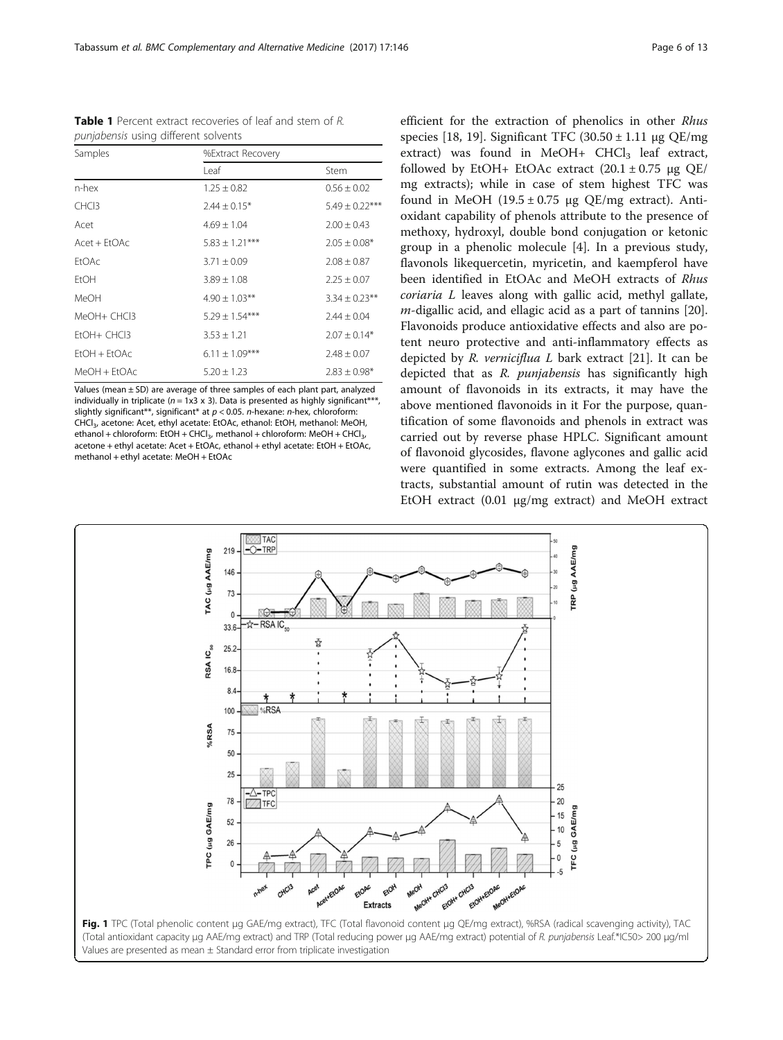**Table 1** Percent extract recoveries of leaf and stem of *R. punjabensis* using different solvents

| Samples | %Extract Recovery | |
|---|---|---|
| | Leaf | Stem |
| n-hex | 1.25 ± 0.82 | 0.56 ± 0.02 |
| CHCl3 | 2.44 ± 0.15* | 5.49 ± 0.22*** |
| Acet | 4.69 ± 1.04 | 2.00 ± 0.43 |
| Acet + EtOAc | 5.83 ± 1.21*** | 2.05 ± 0.08* |
| EtOAc | 3.71 ± 0.09 | 2.08 ± 0.87 |
| EtOH | 3.89 ± 1.08 | 2.25 ± 0.07 |
| MeOH | 4.90 ± 1.03** | 3.34 ± 0.23** |
| MeOH+ CHCl3 | 5.29 ± 1.54*** | 2.44 ± 0.04 |
| EtOH+ CHCl3 | 3.53 ± 1.21 | 2.07 ± 0.14* |
| EtOH + EtOAc | 6.11 ± 1.09*** | 2.48 ± 0.07 |
| MeOH + EtOAc | 5.20 ± 1.23 | 2.83 ± 0.98* |

Values (mean ± SD) are average of three samples of each plant part, analyzed individually in triplicate ($n$ = 1x3 x 3). Data is presented as highly significant***, slightly significant**, significant* at $p < 0.05$. *n*-hexane: *n*-hex, chloroform: $CHCl_3$, acetone: Acet, ethyl acetate: EtOAc, ethanol: EtOH, methanol: MeOH, ethanol + chloroform: EtOH + $CHCl_3$, methanol + chloroform: MeOH + $CHCl_3$, acetone + ethyl acetate: Acet + EtOAc, ethanol + ethyl acetate: EtOH + EtOAc, methanol + ethyl acetate: MeOH + EtOAc

efficient for the extraction of phenolics in other *Rhus* species [18, 19]. Significant TFC (30.50 ± 1.11 μg QE/mg extract) was found in MeOH+ $CHCl_3$ leaf extract, followed by EtOH+ EtOAc extract (20.1 ± 0.75 μg QE/mg extracts); while in case of stem highest TFC was found in MeOH (19.5 ± 0.75 μg QE/mg extract). Antioxidant capability of phenols attribute to the presence of methoxy, hydroxyl, double bond conjugation or ketonic group in a phenolic molecule [4]. In a previous study, flavonols likequercetin, myricetin, and kaempferol have been identified in EtOAc and MeOH extracts of *Rhus coriaria L* leaves along with gallic acid, methyl gallate, *m*-digallic acid, and ellagic acid as a part of tannins [20]. Flavonoids produce antioxidative effects and also are potent neuro protective and anti-inflammatory effects as depicted by *R. verniciflua L* bark extract [21]. It can be depicted that as *R. punjabensis* has significantly high amount of flavonoids in its extracts, it may have the above mentioned flavonoids in it For the purpose, quantification of some flavonoids and phenols in extract was carried out by reverse phase HPLC. Significant amount of flavonoid glycosides, flavone aglycones and gallic acid were quantified in some extracts. Among the leaf extracts, substantial amount of rutin was detected in the EtOH extract (0.01 μg/mg extract) and MeOH extract

**Fig. 1** TPC (Total phenolic content μg GAE/mg extract), TFC (Total flavonoid content μg QE/mg extract), %RSA (radical scavenging activity), TAC (Total antioxidant capacity μg AAE/mg extract) and TRP (Total reducing power μg AAE/mg extract) potential of *R. punjabensis* Leaf.*IC50> 200 μg/ml Values are presented as mean ± Standard error from triplicate investigation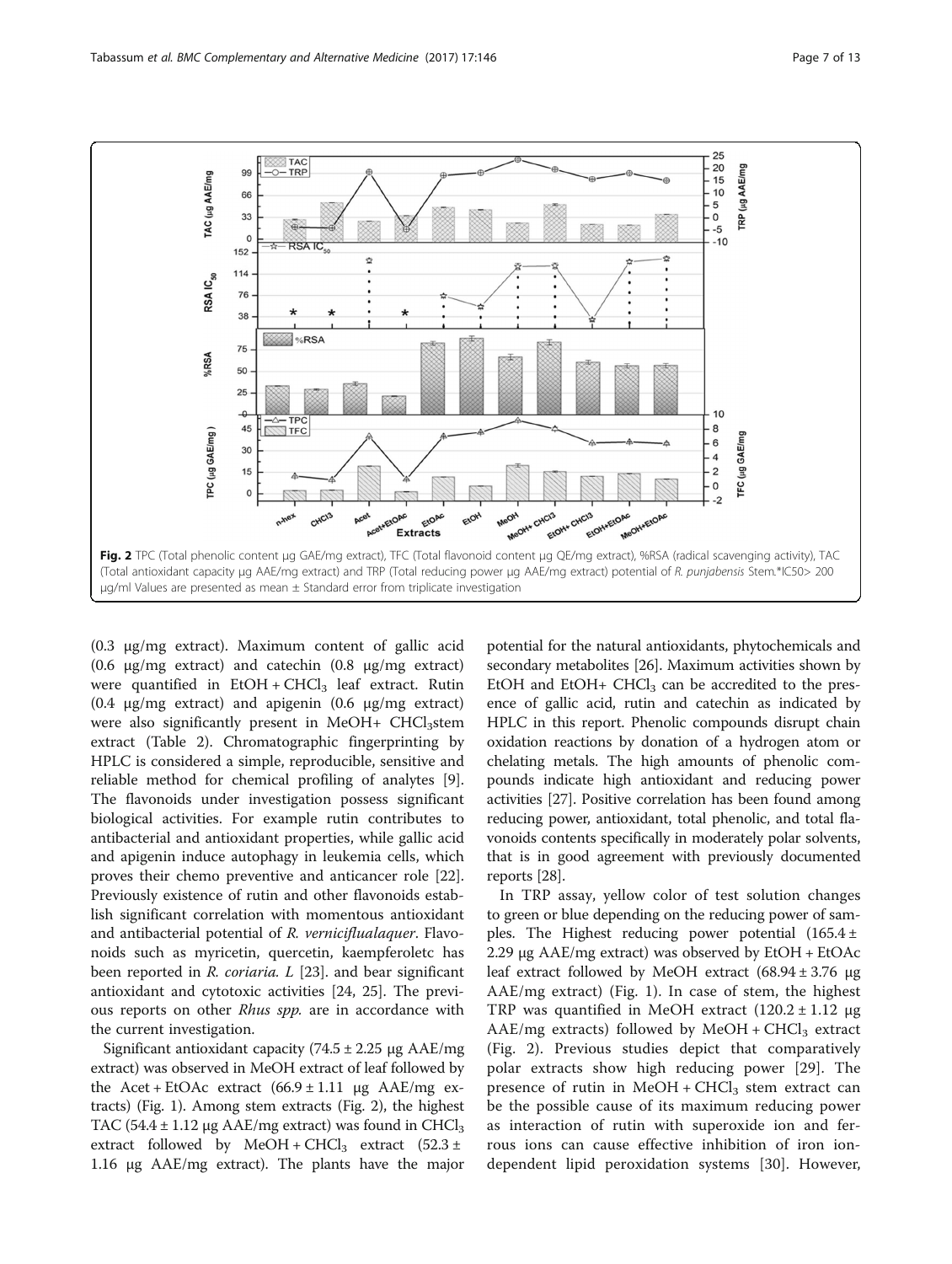Fig. 2 TPC (Total phenolic content µg GAE/mg extract), TFC (Total flavonoid content µg QE/mg extract), %RSA (radical scavenging activity), TAC (Total antioxidant capacity µg AAE/mg extract) and TRP (Total reducing power µg AAE/mg extract) potential of *R. punjabensis* Stem.*IC50> 200 µg/ml Values are presented as mean ± Standard error from triplicate investigation

(0.3 µg/mg extract). Maximum content of gallic acid (0.6 µg/mg extract) and catechin (0.8 µg/mg extract) were quantified in EtOH + $CHCl_3$ leaf extract. Rutin (0.4 µg/mg extract) and apigenin (0.6 µg/mg extract) were also significantly present in MeOH+ $CHCl_3$stem extract (Table 2). Chromatographic fingerprinting by HPLC is considered a simple, reproducible, sensitive and reliable method for chemical profiling of analytes [9]. The flavonoids under investigation possess significant biological activities. For example rutin contributes to antibacterial and antioxidant properties, while gallic acid and apigenin induce autophagy in leukemia cells, which proves their chemo preventive and anticancer role [22]. Previously existence of rutin and other flavonoids establish significant correlation with momentous antioxidant and antibacterial potential of *R. verniciflualaquer*. Flavonoids such as myricetin, quercetin, kaempferoletc has been reported in *R. coriaria. L* [23]. and bear significant antioxidant and cytotoxic activities [24, 25]. The previous reports on other *Rhus spp.* are in accordance with the current investigation.

Significant antioxidant capacity (74.5 ± 2.25 µg AAE/mg extract) was observed in MeOH extract of leaf followed by the Acet + EtOAc extract (66.9 ± 1.11 µg AAE/mg extracts) (Fig. 1). Among stem extracts (Fig. 2), the highest TAC (54.4 ± 1.12 µg AAE/mg extract) was found in $CHCl_3$ extract followed by MeOH + $CHCl_3$ extract (52.3 ± 1.16 µg AAE/mg extract). The plants have the major potential for the natural antioxidants, phytochemicals and secondary metabolites [26]. Maximum activities shown by EtOH and EtOH+ $CHCl_3$ can be accredited to the presence of gallic acid, rutin and catechin as indicated by HPLC in this report. Phenolic compounds disrupt chain oxidation reactions by donation of a hydrogen atom or chelating metals. The high amounts of phenolic compounds indicate high antioxidant and reducing power activities [27]. Positive correlation has been found among reducing power, antioxidant, total phenolic, and total flavonoids contents specifically in moderately polar solvents, that is in good agreement with previously documented reports [28].

In TRP assay, yellow color of test solution changes to green or blue depending on the reducing power of samples. The Highest reducing power potential (165.4 ± 2.29 µg AAE/mg extract) was observed by EtOH + EtOAc leaf extract followed by MeOH extract (68.94 ± 3.76 µg AAE/mg extract) (Fig. 1). In case of stem, the highest TRP was quantified in MeOH extract (120.2 ± 1.12 µg AAE/mg extracts) followed by MeOH + $CHCl_3$ extract (Fig. 2). Previous studies depict that comparatively polar extracts show high reducing power [29]. The presence of rutin in MeOH + $CHCl_3$ stem extract can be the possible cause of its maximum reducing power as interaction of rutin with superoxide ion and ferrous ions can cause effective inhibition of iron ion-dependent lipid peroxidation systems [30]. However,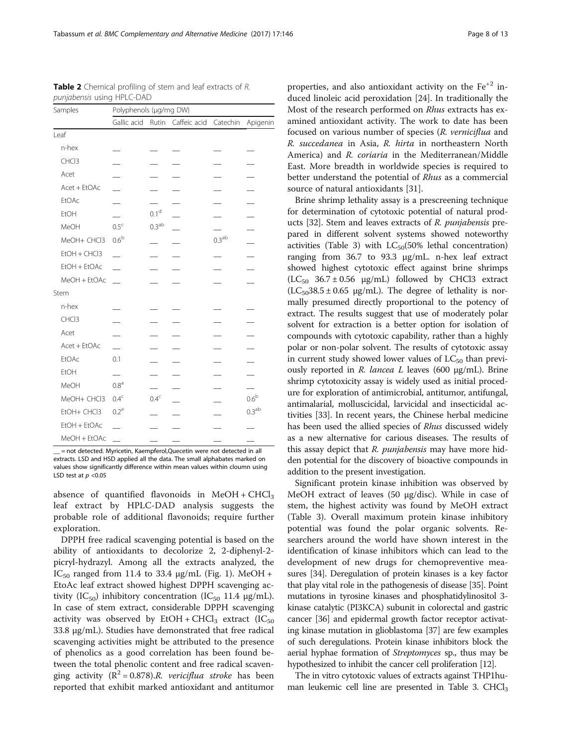**Table 2** Chemical profiling of stem and leaf extracts of *R. punjabensis* using HPLC-DAD

| Samples | Polyphenols (μg/mg DW) | | | | |
|---|---|---|---|---|---|
| | Gallic acid | Rutin | Caffeic acid | Catechin | Apigenin |
| Leaf | | | | | |
| n-hex | __ | __ | __ | __ | __ |
| CHCl3 | __ | __ | __ | __ | __ |
| Acet | __ | __ | __ | __ | __ |
| Acet + EtOAc | __ | __ | __ | __ | __ |
| EtOAc | __ | __ | __ | __ | __ |
| EtOH | __ | 0.1[d] | __ | __ | __ |
| MeOH | 0.5[c] | 0.3[ab] | __ | __ | __ |
| MeOH+ CHCl3 | 0.6[b] | __ | __ | 0.3[ab] | __ |
| EtOH + CHCl3 | __ | __ | __ | __ | __ |
| EtOH + EtOAc | __ | __ | __ | __ | __ |
| MeOH + EtOAc | __ | __ | __ | __ | __ |
| Stem | | | | | |
| n-hex | __ | __ | __ | __ | __ |
| CHCl3 | __ | __ | __ | __ | __ |
| Acet | __ | __ | __ | __ | __ |
| Acet + EtOAc | __ | __ | __ | __ | __ |
| EtOAc | 0.1 | __ | __ | __ | __ |
| EtOH | __ | __ | __ | __ | __ |
| MeOH | 0.8[a] | __ | __ | __ | __ |
| MeOH+ CHCl3 | 0.4[c] | 0.4[c] | __ | __ | 0.6[b] |
| EtOH+ CHCl3 | 0.2[e] | __ | __ | __ | 0.3[ab] |
| EtOH + EtOAc | __ | __ | __ | __ | __ |
| MeOH + EtOAc | __ | __ | __ | __ | __ |

__ = not detected. Myricetin, Kaempferol,Quecetin were not detected in all extracts. LSD and HSD applied all the data. The small alphabates marked on values show significantly difference within mean values within cloumn using LSD test at $p < 0.05$

absence of quantified flavonoids in MeOH + $CHCl_3$ leaf extract by HPLC-DAD analysis suggests the probable role of additional flavonoids; require further exploration.

DPPH free radical scavenging potential is based on the ability of antioxidants to decolorize 2, 2-diphenyl-2-picryl-hydrazyl. Among all the extracts analyzed, the $IC_{50}$ ranged from 11.4 to 33.4 μg/mL (Fig. 1). MeOH + EtoAc leaf extract showed highest DPPH scavenging activity ($IC_{50}$) inhibitory concentration ($IC_{50}$ 11.4 μg/mL). In case of stem extract, considerable DPPH scavenging activity was observed by EtOH + $CHCl_3$ extract ($IC_{50}$ 33.8 μg/mL). Studies have demonstrated that free radical scavenging activities might be attributed to the presence of phenolics as a good correlation has been found between the total phenolic content and free radical scavenging activity ($R^2 = 0.878$).*R. vericiflua stroke* has been reported that exhibit marked antioxidant and antitumor properties, and also antioxidant activity on the $Fe^{+2}$ induced linoleic acid peroxidation [24]. In traditionally the Most of the research performed on *Rhus* extracts has examined antioxidant activity. The work to date has been focused on various number of species (*R. verniciflua* and *R. succedanea* in Asia, *R. hirta* in northeastern North America) and *R. coriaria* in the Mediterranean/Middle East. More breadth in worldwide species is required to better understand the potential of *Rhus* as a commercial source of natural antioxidants [31].

Brine shrimp lethality assay is a prescreening technique for determination of cytotoxic potential of natural products [32]. Stem and leaves extracts of *R. punjabensis* prepared in different solvent systems showed noteworthy activities (Table 3) with $LC_{50}$(50% lethal concentration) ranging from 36.7 to 93.3 μg/mL. n-hex leaf extract showed highest cytotoxic effect against brine shrimps ($LC_{50}$ 36.7 ± 0.56 μg/mL) followed by CHCl3 extract ($LC_{50}$38.5 ± 0.65 μg/mL). The degree of lethality is normally presumed directly proportional to the potency of extract. The results suggest that use of moderately polar solvent for extraction is a better option for isolation of compounds with cytotoxic capability, rather than a highly polar or non-polar solvent. The results of cytotoxic assay in current study showed lower values of $LC_{50}$ than previously reported in *R. lancea L* leaves (600 μg/mL). Brine shrimp cytotoxicity assay is widely used as initial procedure for exploration of antimicrobial, antitumor, antifungal, antimalarial, molluscicidal, larvicidal and insecticidal activities [33]. In recent years, the Chinese herbal medicine has been used the allied species of *Rhus* discussed widely as a new alternative for carious diseases. The results of this assay depict that *R. punjabensis* may have more hidden potential for the discovery of bioactive compounds in addition to the present investigation.

Significant protein kinase inhibition was observed by MeOH extract of leaves (50 μg/disc). While in case of stem, the highest activity was found by MeOH extract (Table 3). Overall maximum protein kinase inhibitory potential was found the polar organic solvents. Researchers around the world have shown interest in the identification of kinase inhibitors which can lead to the development of new drugs for chemopreventive measures [34]. Deregulation of protein kinases is a key factor that play vital role in the pathogenesis of disease [35]. Point mutations in tyrosine kinases and phosphatidylinositol 3-kinase catalytic (PI3KCA) subunit in colorectal and gastric cancer [36] and epidermal growth factor receptor activating kinase mutation in glioblastoma [37] are few examples of such deregulations. Protein kinase inhibitors block the aerial hyphae formation of *Streptomyces* sp., thus may be hypothesized to inhibit the cancer cell proliferation [12].

The in vitro cytotoxic values of extracts against THP1human leukemic cell line are presented in Table 3. $CHCl_3$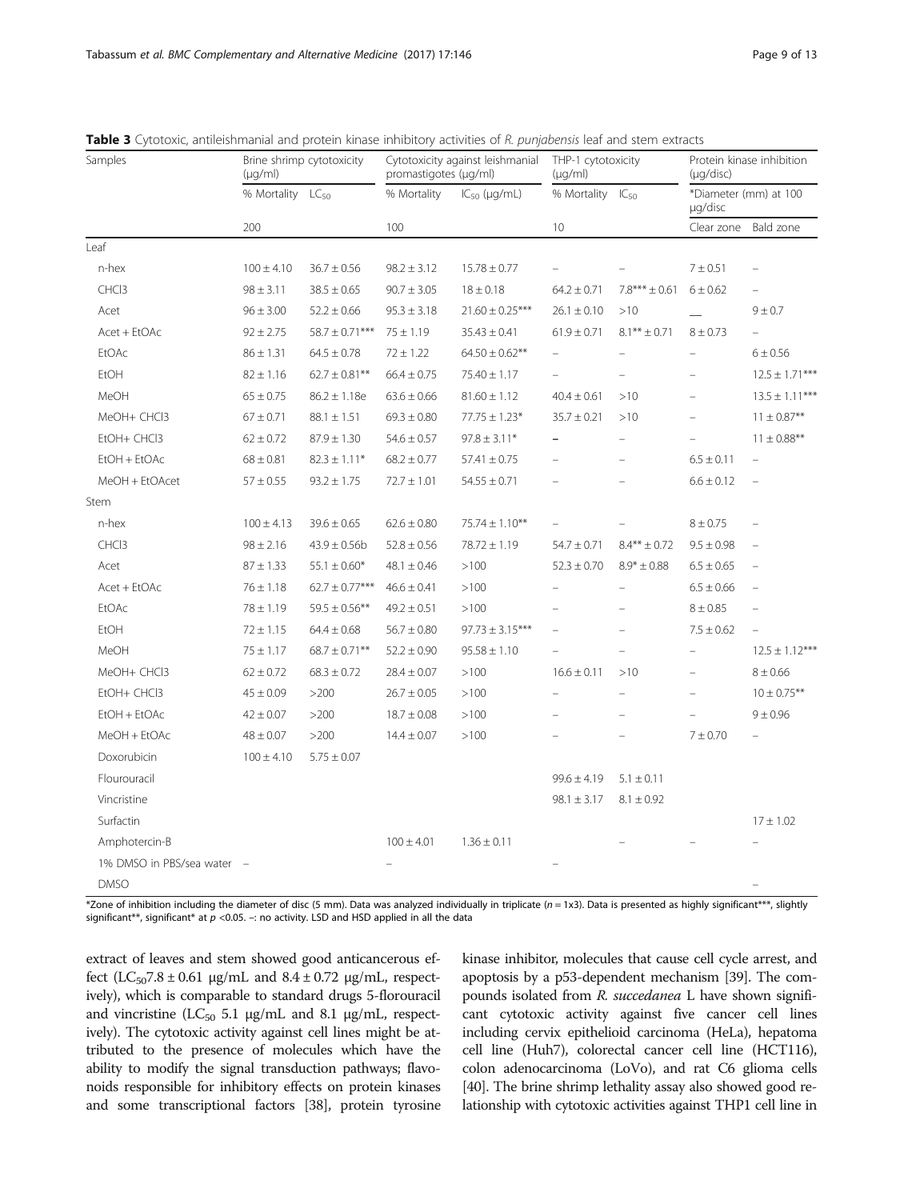**Table 3** Cytotoxic, antileishmanial and protein kinase inhibitory activities of *R. punjabensis* leaf and stem extracts

| Samples | Brine shrimp cytotoxicity (μg/ml) | | Cytotoxicity against leishmanial promastigotes (μg/ml) | | THP-1 cytotoxicity (μg/ml) | | Protein kinase inhibition (μg/disc) | |
|---|---|---|---|---|---|---|---|---|
| | % Mortality | $LC_{50}$ | % Mortality | $IC_{50}$ (μg/mL) | % Mortality | $IC_{50}$ | *Diameter (mm) at 100 μg/disc | |
| | 200 | | 100 | | 10 | | Clear zone | Bald zone |
| Leaf | | | | | | | | |
| n-hex | 100 ± 4.10 | 36.7 ± 0.56 | 98.2 ± 3.12 | 15.78 ± 0.77 | – | – | 7 ± 0.51 | – |
| CHCl3 | 98 ± 3.11 | 38.5 ± 0.65 | 90.7 ± 3.05 | 18 ± 0.18 | 64.2 ± 0.71 | 7.8*** ± 0.61 | 6 ± 0.62 | – |
| Acet | 96 ± 3.00 | 52.2 ± 0.66 | 95.3 ± 3.18 | 21.60 ± 0.25*** | 26.1 ± 0.10 | >10 | __ | 9 ± 0.7 |
| Acet + EtOAc | 92 ± 2.75 | 58.7 ± 0.71*** | 75 ± 1.19 | 35.43 ± 0.41 | 61.9 ± 0.71 | 8.1** ± 0.71 | 8 ± 0.73 | – |
| EtOAc | 86 ± 1.31 | 64.5 ± 0.78 | 72 ± 1.22 | 64.50 ± 0.62** | – | – | – | 6 ± 0.56 |
| EtOH | 82 ± 1.16 | 62.7 ± 0.81** | 66.4 ± 0.75 | 75.40 ± 1.17 | – | – | – | 12.5 ± 1.71*** |
| MeOH | 65 ± 0.75 | 86.2 ± 1.18e | 63.6 ± 0.66 | 81.60 ± 1.12 | 40.4 ± 0.61 | >10 | – | 13.5 ± 1.11*** |
| MeOH+ CHCl3 | 67 ± 0.71 | 88.1 ± 1.51 | 69.3 ± 0.80 | 77.75 ± 1.23* | 35.7 ± 0.21 | >10 | – | 11 ± 0.87** |
| EtOH+ CHCl3 | 62 ± 0.72 | 87.9 ± 1.30 | 54.6 ± 0.57 | 97.8 ± 3.11* | – | – | – | 11 ± 0.88** |
| EtOH + EtOAc | 68 ± 0.81 | 82.3 ± 1.11* | 68.2 ± 0.77 | 57.41 ± 0.75 | – | – | 6.5 ± 0.11 | – |
| MeOH + EtOAcet | 57 ± 0.55 | 93.2 ± 1.75 | 72.7 ± 1.01 | 54.55 ± 0.71 | – | – | 6.6 ± 0.12 | – |
| Stem | | | | | | | | |
| n-hex | 100 ± 4.13 | 39.6 ± 0.65 | 62.6 ± 0.80 | 75.74 ± 1.10** | – | – | 8 ± 0.75 | – |
| CHCl3 | 98 ± 2.16 | 43.9 ± 0.56b | 52.8 ± 0.56 | 78.72 ± 1.19 | 54.7 ± 0.71 | 8.4** ± 0.72 | 9.5 ± 0.98 | – |
| Acet | 87 ± 1.33 | 55.1 ± 0.60* | 48.1 ± 0.46 | >100 | 52.3 ± 0.70 | 8.9* ± 0.88 | 6.5 ± 0.65 | – |
| Acet + EtOAc | 76 ± 1.18 | 62.7 ± 0.77*** | 46.6 ± 0.41 | >100 | – | – | 6.5 ± 0.66 | – |
| EtOAc | 78 ± 1.19 | 59.5 ± 0.56** | 49.2 ± 0.51 | >100 | – | – | 8 ± 0.85 | – |
| EtOH | 72 ± 1.15 | 64.4 ± 0.68 | 56.7 ± 0.80 | 97.73 ± 3.15*** | – | – | 7.5 ± 0.62 | – |
| MeOH | 75 ± 1.17 | 68.7 ± 0.71** | 52.2 ± 0.90 | 95.58 ± 1.10 | – | – | – | 12.5 ± 1.12*** |
| MeOH+ CHCl3 | 62 ± 0.72 | 68.3 ± 0.72 | 28.4 ± 0.07 | >100 | 16.6 ± 0.11 | >10 | – | 8 ± 0.66 |
| EtOH+ CHCl3 | 45 ± 0.09 | >200 | 26.7 ± 0.05 | >100 | – | – | – | 10 ± 0.75** |
| EtOH + EtOAc | 42 ± 0.07 | >200 | 18.7 ± 0.08 | >100 | – | – | – | 9 ± 0.96 |
| MeOH + EtOAc | 48 ± 0.07 | >200 | 14.4 ± 0.07 | >100 | – | – | 7 ± 0.70 | – |
| Doxorubicin | 100 ± 4.10 | 5.75 ± 0.07 | | | | | | |
| Flourouracil | | | | | 99.6 ± 4.19 | 5.1 ± 0.11 | | |
| Vincristine | | | | | 98.1 ± 3.17 | 8.1 ± 0.92 | | |
| Surfactin | | | | | | | | 17 ± 1.02 |
| Amphotercin-B | | | 100 ± 4.01 | 1.36 ± 0.11 | | – | – | – |
| 1% DMSO in PBS/sea water | – | | – | | – | | | |
| DMSO | | | | | | | | – |

*Zone of inhibition including the diameter of disc (5 mm). Data was analyzed individually in triplicate ($n$ = 1x3). Data is presented as highly significant***, slightly significant**, significant* at $p$ <0.05. –: no activity. LSD and HSD applied in all the data

extract of leaves and stem showed good anticancerous effect ($LC_{50}$ 7.8 ± 0.61 μg/mL and 8.4 ± 0.72 μg/mL, respectively), which is comparable to standard drugs 5-florouracil and vincristine ($LC_{50}$ 5.1 μg/mL and 8.1 μg/mL, respectively). The cytotoxic activity against cell lines might be attributed to the presence of molecules which have the ability to modify the signal transduction pathways; flavonoids responsible for inhibitory effects on protein kinases and some transcriptional factors [38], protein tyrosine kinase inhibitor, molecules that cause cell cycle arrest, and apoptosis by a p53-dependent mechanism [39]. The compounds isolated from *R. succedanea* L have shown significant cytotoxic activity against five cancer cell lines including cervix epithelioid carcinoma (HeLa), hepatoma cell line (Huh7), colorectal cancer cell line (HCT116), colon adenocarcinoma (LoVo), and rat C6 glioma cells [40]. The brine shrimp lethality assay also showed good relationship with cytotoxic activities against THP1 cell line in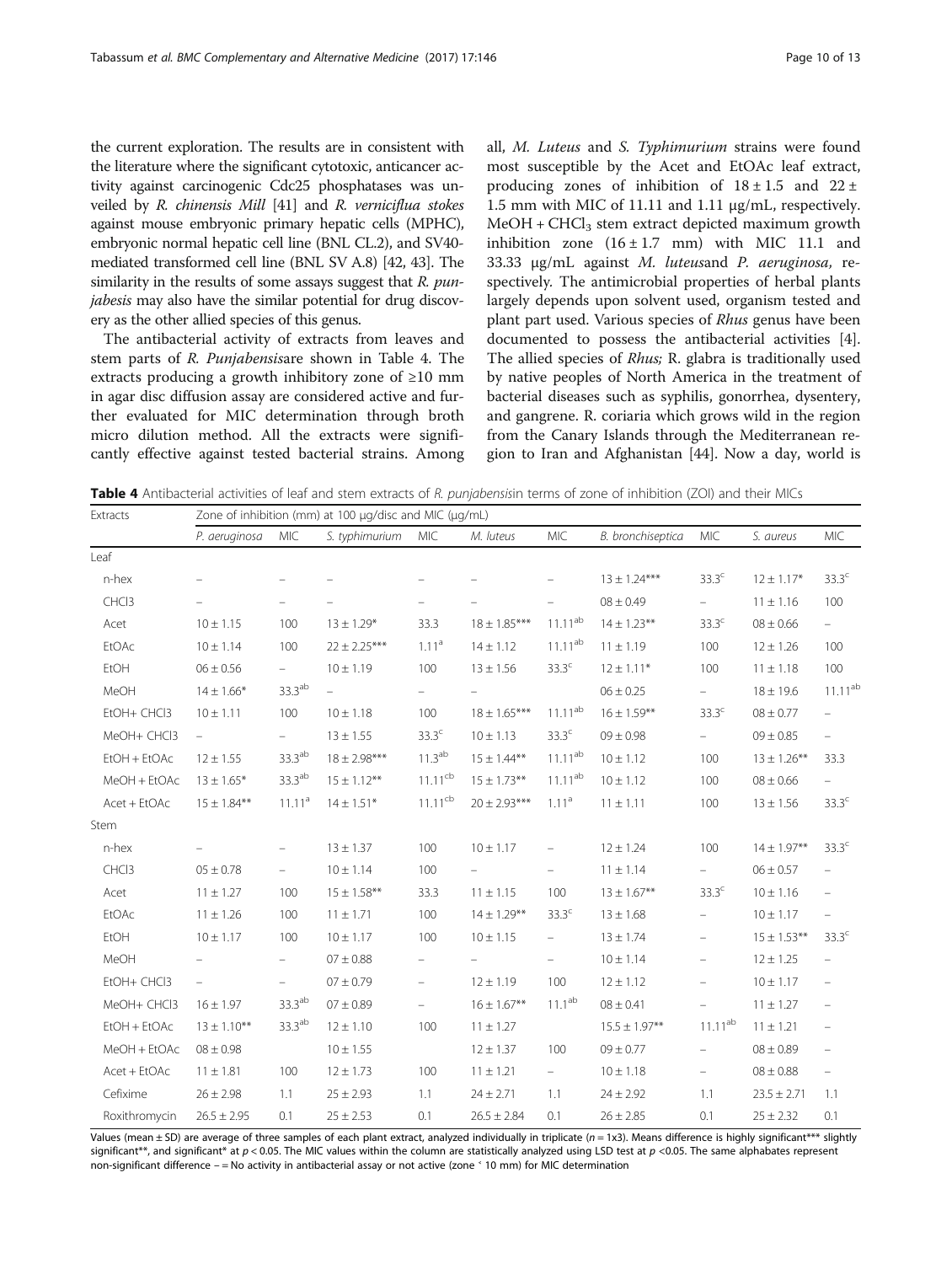the current exploration. The results are in consistent with the literature where the significant cytotoxic, anticancer activity against carcinogenic Cdc25 phosphatases was unveiled by *R. chinensis Mill* [41] and *R. verniciflua stokes* against mouse embryonic primary hepatic cells (MPHC), embryonic normal hepatic cell line (BNL CL.2), and SV40-mediated transformed cell line (BNL SV A.8) [42, 43]. The similarity in the results of some assays suggest that *R. punjabesis* may also have the similar potential for drug discovery as the other allied species of this genus.

The antibacterial activity of extracts from leaves and stem parts of *R. Punjabensis*are shown in Table 4. The extracts producing a growth inhibitory zone of ≥10 mm in agar disc diffusion assay are considered active and further evaluated for MIC determination through broth micro dilution method. All the extracts were significantly effective against tested bacterial strains. Among all, *M. Luteus* and *S. Typhimurium* strains were found most susceptible by the Acet and EtOAc leaf extract, producing zones of inhibition of 18 ± 1.5 and 22 ± 1.5 mm with MIC of 11.11 and 1.11 μg/mL, respectively. MeOH + $CHCl_3$ stem extract depicted maximum growth inhibition zone (16 ± 1.7 mm) with MIC 11.1 and 33.33 μg/mL against *M. luteus*and *P. aeruginosa*, respectively. The antimicrobial properties of herbal plants largely depends upon solvent used, organism tested and plant part used. Various species of *Rhus* genus have been documented to possess the antibacterial activities [4]. The allied species of *Rhus;* R. glabra is traditionally used by native peoples of North America in the treatment of bacterial diseases such as syphilis, gonorrhea, dysentery, and gangrene. R. coriaria which grows wild in the region from the Canary Islands through the Mediterranean region to Iran and Afghanistan [44]. Now a day, world is

**Table 4** Antibacterial activities of leaf and stem extracts of *R. punjabensis*in terms of zone of inhibition (ZOI) and their MICs

| Extracts | Zone of inhibition (mm) at 100 μg/disc and MIC (μg/mL) | | | | | | | | | |
|---|---|---|---|---|---|---|---|---|---|---|
| | *P. aeruginosa* | MIC | *S. typhimurium* | MIC | *M. luteus* | MIC | *B. bronchiseptica* | MIC | *S. aureus* | MIC |
| Leaf | | | | | | | | | | |
| n-hex | – | – | – | – | – | – | 13 ± 1.24*** | 33.3[c] | 12 ± 1.17* | 33.3[c] |
| CHCl3 | – | – | – | – | – | – | 08 ± 0.49 | – | 11 ± 1.16 | 100 |
| Acet | 10 ± 1.15 | 100 | 13 ± 1.29* | 33.3 | 18 ± 1.85*** | 11.11[ab] | 14 ± 1.23** | 33.3[c] | 08 ± 0.66 | – |
| EtOAc | 10 ± 1.14 | 100 | 22 ± 2.25*** | 1.11[a] | 14 ± 1.12 | 11.11[ab] | 11 ± 1.19 | 100 | 12 ± 1.26 | 100 |
| EtOH | 06 ± 0.56 | – | 10 ± 1.19 | 100 | 13 ± 1.56 | 33.3[c] | 12 ± 1.11* | 100 | 11 ± 1.18 | 100 |
| MeOH | 14 ± 1.66* | 33.3[ab] | – | – | – | | 06 ± 0.25 | – | 18 ± 19.6 | 11.11[ab] |
| EtOH+ CHCl3 | 10 ± 1.11 | 100 | 10 ± 1.18 | 100 | 18 ± 1.65*** | 11.11[ab] | 16 ± 1.59** | 33.3[c] | 08 ± 0.77 | – |
| MeOH+ CHCl3 | – | – | 13 ± 1.55 | 33.3[c] | 10 ± 1.13 | 33.3[c] | 09 ± 0.98 | – | 09 ± 0.85 | – |
| EtOH + EtOAc | 12 ± 1.55 | 33.3[ab] | 18 ± 2.98*** | 11.3[ab] | 15 ± 1.44** | 11.11[ab] | 10 ± 1.12 | 100 | 13 ± 1.26** | 33.3 |
| MeOH + EtOAc | 13 ± 1.65* | 33.3[ab] | 15 ± 1.12** | 11.11[cb] | 15 ± 1.73** | 11.11[ab] | 10 ± 1.12 | 100 | 08 ± 0.66 | – |
| Acet + EtOAc | 15 ± 1.84** | 11.11[a] | 14 ± 1.51* | 11.11[cb] | 20 ± 2.93*** | 1.11[a] | 11 ± 1.11 | 100 | 13 ± 1.56 | 33.3[c] |
| Stem | | | | | | | | | | |
| n-hex | – | – | 13 ± 1.37 | 100 | 10 ± 1.17 | – | 12 ± 1.24 | 100 | 14 ± 1.97** | 33.3[c] |
| CHCl3 | 05 ± 0.78 | – | 10 ± 1.14 | 100 | – | – | 11 ± 1.14 | – | 06 ± 0.57 | – |
| Acet | 11 ± 1.27 | 100 | 15 ± 1.58** | 33.3 | 11 ± 1.15 | 100 | 13 ± 1.67** | 33.3[c] | 10 ± 1.16 | – |
| EtOAc | 11 ± 1.26 | 100 | 11 ± 1.71 | 100 | 14 ± 1.29** | 33.3[c] | 13 ± 1.68 | – | 10 ± 1.17 | – |
| EtOH | 10 ± 1.17 | 100 | 10 ± 1.17 | 100 | 10 ± 1.15 | – | 13 ± 1.74 | – | 15 ± 1.53** | 33.3[c] |
| MeOH | – | – | 07 ± 0.88 | – | – | – | 10 ± 1.14 | – | 12 ± 1.25 | – |
| EtOH+ CHCl3 | – | – | 07 ± 0.79 | – | 12 ± 1.19 | 100 | 12 ± 1.12 | – | 10 ± 1.17 | – |
| MeOH+ CHCl3 | 16 ± 1.97 | 33.3[ab] | 07 ± 0.89 | – | 16 ± 1.67** | 11.1[ab] | 08 ± 0.41 | – | 11 ± 1.27 | – |
| EtOH + EtOAc | 13 ± 1.10** | 33.3[ab] | 12 ± 1.10 | 100 | 11 ± 1.27 | | 15.5 ± 1.97** | 11.11[ab] | 11 ± 1.21 | – |
| MeOH + EtOAc | 08 ± 0.98 | | 10 ± 1.55 | | 12 ± 1.37 | 100 | 09 ± 0.77 | – | 08 ± 0.89 | – |
| Acet + EtOAc | 11 ± 1.81 | 100 | 12 ± 1.73 | 100 | 11 ± 1.21 | – | 10 ± 1.18 | – | 08 ± 0.88 | – |
| Cefixime | 26 ± 2.98 | 1.1 | 25 ± 2.93 | 1.1 | 24 ± 2.71 | 1.1 | 24 ± 2.92 | 1.1 | 23.5 ± 2.71 | 1.1 |
| Roxithromycin | 26.5 ± 2.95 | 0.1 | 25 ± 2.53 | 0.1 | 26.5 ± 2.84 | 0.1 | 26 ± 2.85 | 0.1 | 25 ± 2.32 | 0.1 |

Values (mean ± SD) are average of three samples of each plant extract, analyzed individually in triplicate (n = 1x3). Means difference is highly significant*** slightly significant**, and significant* at $p < 0.05$. The MIC values within the column are statistically analyzed using LSD test at $p < 0.05$. The same alphabates represent non-significant difference – = No activity in antibacterial assay or not active (zone ˂ 10 mm) for MIC determination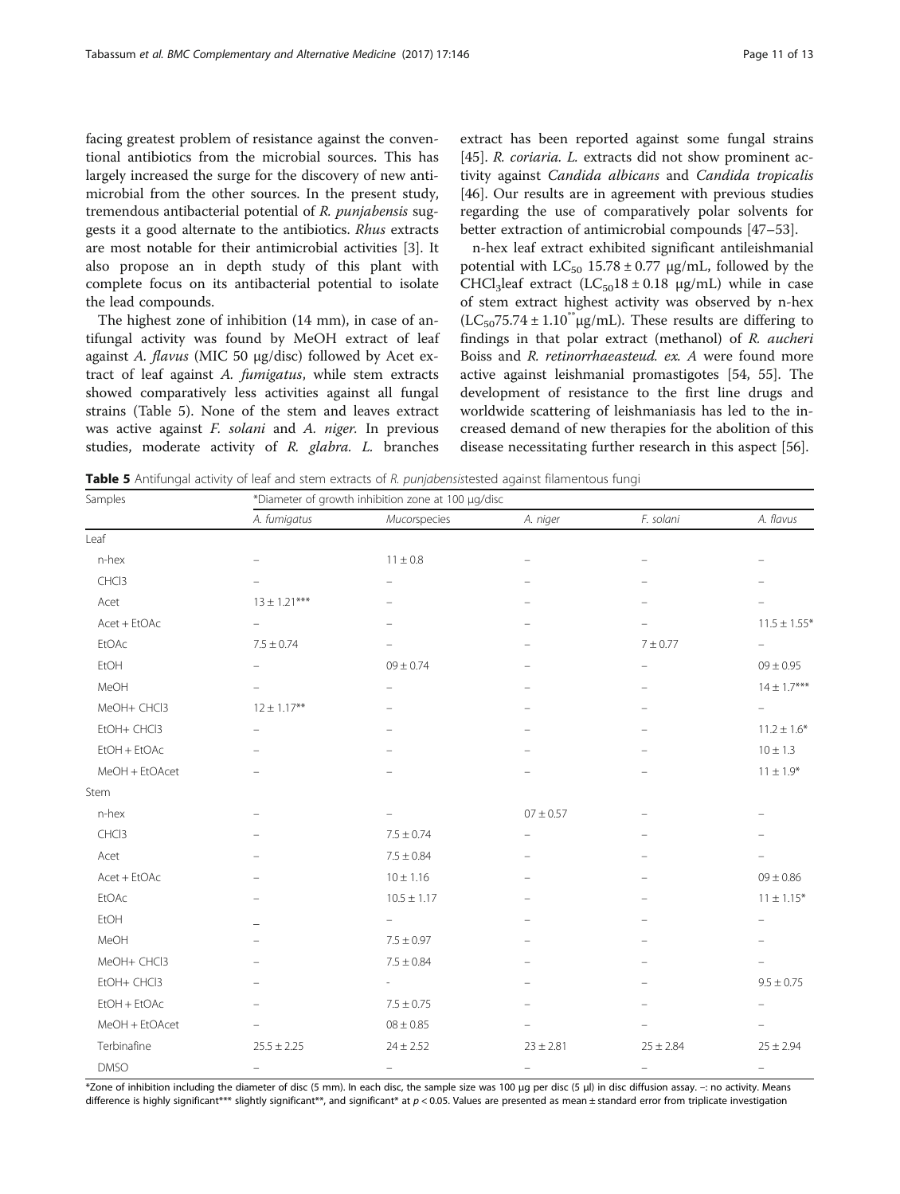facing greatest problem of resistance against the conventional antibiotics from the microbial sources. This has largely increased the surge for the discovery of new antimicrobial from the other sources. In the present study, tremendous antibacterial potential of *R. punjabensis* suggests it a good alternate to the antibiotics. *Rhus* extracts are most notable for their antimicrobial activities [3]. It also propose an in depth study of this plant with complete focus on its antibacterial potential to isolate the lead compounds.

The highest zone of inhibition (14 mm), in case of antifungal activity was found by MeOH extract of leaf against *A. flavus* (MIC 50 μg/disc) followed by Acet extract of leaf against *A. fumigatus*, while stem extracts showed comparatively less activities against all fungal strains (Table 5). None of the stem and leaves extract was active against *F. solani* and *A. niger*. In previous studies, moderate activity of *R. glabra. L.* branches extract has been reported against some fungal strains [45]. *R. coriaria. L.* extracts did not show prominent activity against *Candida albicans* and *Candida tropicalis* [46]. Our results are in agreement with previous studies regarding the use of comparatively polar solvents for better extraction of antimicrobial compounds [47–53].

n-hex leaf extract exhibited significant antileishmanial potential with $LC_{50}$ 15.78 ± 0.77 μg/mL, followed by the $CHCl_3$leaf extract ($LC_{50}$18 ± 0.18 μg/mL) while in case of stem extract highest activity was observed by n-hex ($LC_{50}$75.74 ± 1.10$^{**}$μg/mL). These results are differing to findings in that polar extract (methanol) of *R. aucheri* Boiss and *R. retinorrhaeasteud. ex. A* were found more active against leishmanial promastigotes [54, 55]. The development of resistance to the first line drugs and worldwide scattering of leishmaniasis has led to the increased demand of new therapies for the abolition of this disease necessitating further research in this aspect [56].

**Table 5** Antifungal activity of leaf and stem extracts of *R. punjabensis*tested against filamentous fungi

| Samples | *Diameter of growth inhibition zone at 100 μg/disc | | | | |
|---|---|---|---|---|---|
| | *A. fumigatus* | *Mucor*species | *A. niger* | *F. solani* | *A. flavus* |
| Leaf | | | | | |
| n-hex | – | 11 ± 0.8 | – | – | – |
| CHCl3 | – | – | – | – | – |
| Acet | 13 ± 1.21*** | – | – | – | – |
| Acet + EtOAc | – | – | – | – | 11.5 ± 1.55* |
| EtOAc | 7.5 ± 0.74 | – | – | 7 ± 0.77 | – |
| EtOH | – | 09 ± 0.74 | – | – | 09 ± 0.95 |
| MeOH | – | – | – | – | 14 ± 1.7*** |
| MeOH+ CHCl3 | 12 ± 1.17** | – | – | – | – |
| EtOH+ CHCl3 | – | – | – | – | 11.2 ± 1.6* |
| EtOH + EtOAc | – | – | – | – | 10 ± 1.3 |
| MeOH + EtOAcet | – | – | – | – | 11 ± 1.9* |
| Stem | | | | | |
| n-hex | – | – | 07 ± 0.57 | – | – |
| CHCl3 | – | 7.5 ± 0.74 | – | – | – |
| Acet | – | 7.5 ± 0.84 | – | – | – |
| Acet + EtOAc | – | 10 ± 1.16 | – | – | 09 ± 0.86 |
| EtOAc | – | 10.5 ± 1.17 | – | – | 11 ± 1.15* |
| EtOH | – | – | – | – | – |
| MeOH | – | 7.5 ± 0.97 | – | – | – |
| MeOH+ CHCl3 | – | 7.5 ± 0.84 | – | – | – |
| EtOH+ CHCl3 | – | - | – | – | 9.5 ± 0.75 |
| EtOH + EtOAc | – | 7.5 ± 0.75 | – | – | – |
| MeOH + EtOAcet | – | 08 ± 0.85 | – | – | – |
| Terbinafine | 25.5 ± 2.25 | 24 ± 2.52 | 23 ± 2.81 | 25 ± 2.84 | 25 ± 2.94 |
| DMSO | – | – | – | – | – |

*Zone of inhibition including the diameter of disc (5 mm). In each disc, the sample size was 100 μg per disc (5 μl) in disc diffusion assay. –: no activity. Means difference is highly significant*** slightly significant**, and significant* at $p < 0.05$. Values are presented as mean ± standard error from triplicate investigation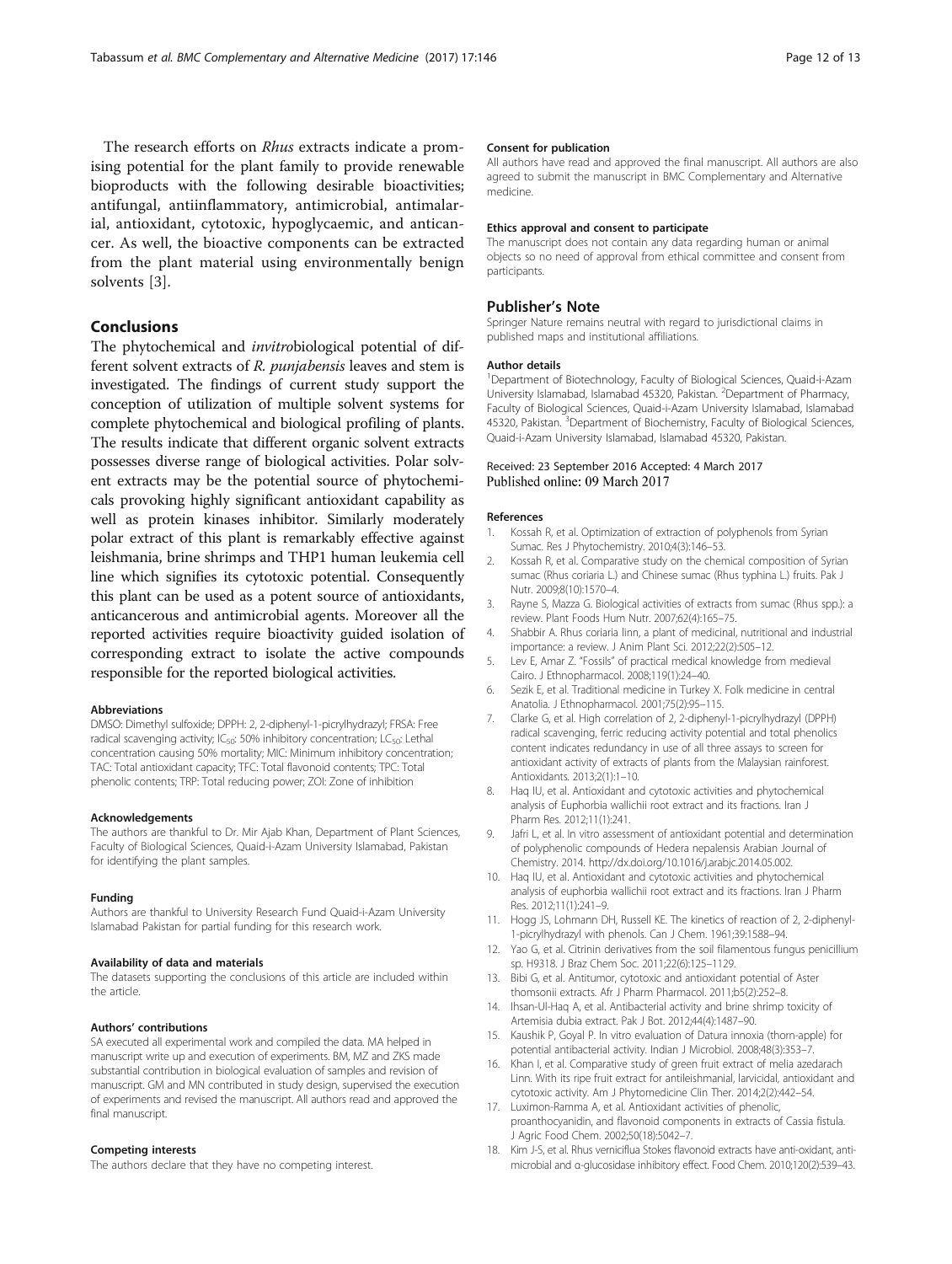The research efforts on *Rhus* extracts indicate a promising potential for the plant family to provide renewable bioproducts with the following desirable bioactivities; antifungal, antiinflammatory, antimicrobial, antimalarial, antioxidant, cytotoxic, hypoglycaemic, and anticancer. As well, the bioactive components can be extracted from the plant material using environmentally benign solvents [3].

## Conclusions

The phytochemical and *invitro*biological potential of different solvent extracts of *R. punjabensis* leaves and stem is investigated. The findings of current study support the conception of utilization of multiple solvent systems for complete phytochemical and biological profiling of plants. The results indicate that different organic solvent extracts possesses diverse range of biological activities. Polar solvent extracts may be the potential source of phytochemicals provoking highly significant antioxidant capability as well as protein kinases inhibitor. Similarly moderately polar extract of this plant is remarkably effective against leishmania, brine shrimps and THP1 human leukemia cell line which signifies its cytotoxic potential. Consequently this plant can be used as a potent source of antioxidants, anticancerous and antimicrobial agents. Moreover all the reported activities require bioactivity guided isolation of corresponding extract to isolate the active compounds responsible for the reported biological activities.

#### Abbreviations

DMSO: Dimethyl sulfoxide; DPPH: 2, 2-diphenyl-1-picrylhydrazyl; FRSA: Free radical scavenging activity; $IC_{50}$: 50% inhibitory concentration; $LC_{50}$: Lethal concentration causing 50% mortality; MIC: Minimum inhibitory concentration; TAC: Total antioxidant capacity; TFC: Total flavonoid contents; TPC: Total phenolic contents; TRP: Total reducing power; ZOI: Zone of inhibition

#### Acknowledgements

The authors are thankful to Dr. Mir Ajab Khan, Department of Plant Sciences, Faculty of Biological Sciences, Quaid-i-Azam University Islamabad, Pakistan for identifying the plant samples.

#### Funding

Authors are thankful to University Research Fund Quaid-i-Azam University Islamabad Pakistan for partial funding for this research work.

#### Availability of data and materials

The datasets supporting the conclusions of this article are included within the article.

#### Authors' contributions

SA executed all experimental work and compiled the data. MA helped in manuscript write up and execution of experiments. BM, MZ and ZKS made substantial contribution in biological evaluation of samples and revision of manuscript. GM and MN contributed in study design, supervised the execution of experiments and revised the manuscript. All authors read and approved the final manuscript.

#### Competing interests

The authors declare that they have no competing interest.

#### Consent for publication

All authors have read and approved the final manuscript. All authors are also agreed to submit the manuscript in BMC Complementary and Alternative medicine.

#### Ethics approval and consent to participate

The manuscript does not contain any data regarding human or animal objects so no need of approval from ethical committee and consent from participants.

### Publisher's Note

Springer Nature remains neutral with regard to jurisdictional claims in published maps and institutional affiliations.

#### Author details

[1]Department of Biotechnology, Faculty of Biological Sciences, Quaid-i-Azam University Islamabad, Islamabad 45320, Pakistan. [2]Department of Pharmacy, Faculty of Biological Sciences, Quaid-i-Azam University Islamabad, Islamabad 45320, Pakistan. [3]Department of Biochemistry, Faculty of Biological Sciences, Quaid-i-Azam University Islamabad, Islamabad 45320, Pakistan.

Received: 23 September 2016 Accepted: 4 March 2017
Published online: 09 March 2017

#### References

1. Kossah R, et al. Optimization of extraction of polyphenols from Syrian Sumac. Res J Phytochemistry. 2010;4(3):146–53.
2. Kossah R, et al. Comparative study on the chemical composition of Syrian sumac (Rhus coriaria L.) and Chinese sumac (Rhus typhina L.) fruits. Pak J Nutr. 2009;8(10):1570–4.
3. Rayne S, Mazza G. Biological activities of extracts from sumac (Rhus spp.): a review. Plant Foods Hum Nutr. 2007;62(4):165–75.
4. Shabbir A. Rhus coriaria linn, a plant of medicinal, nutritional and industrial importance: a review. J Anim Plant Sci. 2012;22(2):505–12.
5. Lev E, Amar Z. "Fossils" of practical medical knowledge from medieval Cairo. J Ethnopharmacol. 2008;119(1):24–40.
6. Sezik E, et al. Traditional medicine in Turkey X. Folk medicine in central Anatolia. J Ethnopharmacol. 2001;75(2):95–115.
7. Clarke G, et al. High correlation of 2, 2-diphenyl-1-picrylhydrazyl (DPPH) radical scavenging, ferric reducing activity potential and total phenolics content indicates redundancy in use of all three assays to screen for antioxidant activity of extracts of plants from the Malaysian rainforest. Antioxidants. 2013;2(1):1–10.
8. Haq IU, et al. Antioxidant and cytotoxic activities and phytochemical analysis of Euphorbia wallichii root extract and its fractions. Iran J Pharm Res. 2012;11(1):241.
9. Jafri L, et al. In vitro assessment of antioxidant potential and determination of polyphenolic compounds of Hedera nepalensis Arabian Journal of Chemistry. 2014. http://dx.doi.org/10.1016/j.arabjc.2014.05.002.
10. Haq IU, et al. Antioxidant and cytotoxic activities and phytochemical analysis of euphorbia wallichii root extract and its fractions. Iran J Pharm Res. 2012;11(1):241–9.
11. Hogg JS, Lohmann DH, Russell KE. The kinetics of reaction of 2, 2-diphenyl-1-picrylhydrazyl with phenols. Can J Chem. 1961;39:1588–94.
12. Yao G, et al. Citrinin derivatives from the soil filamentous fungus penicillium sp. H9318. J Braz Chem Soc. 2011;22(6):125–1129.
13. Bibi G, et al. Antitumor, cytotoxic and antioxidant potential of Aster thomsonii extracts. Afr J Pharm Pharmacol. 2011;b5(2):252–8.
14. Ihsan-Ul-Haq A, et al. Antibacterial activity and brine shrimp toxicity of Artemisia dubia extract. Pak J Bot. 2012;44(4):1487–90.
15. Kaushik P, Goyal P. In vitro evaluation of Datura innoxia (thorn-apple) for potential antibacterial activity. Indian J Microbiol. 2008;48(3):353–7.
16. Khan I, et al. Comparative study of green fruit extract of melia azedarach Linn. With its ripe fruit extract for antileishmanial, larvicidal, antioxidant and cytotoxic activity. Am J Phytomedicine Clin Ther. 2014;2(2):442–54.
17. Luximon-Ramma A, et al. Antioxidant activities of phenolic, proanthocyanidin, and flavonoid components in extracts of Cassia fistula. J Agric Food Chem. 2002;50(18):5042–7.
18. Kim J-S, et al. Rhus verniciflua Stokes flavonoid extracts have anti-oxidant, anti-microbial and α-glucosidase inhibitory effect. Food Chem. 2010;120(2):539–43.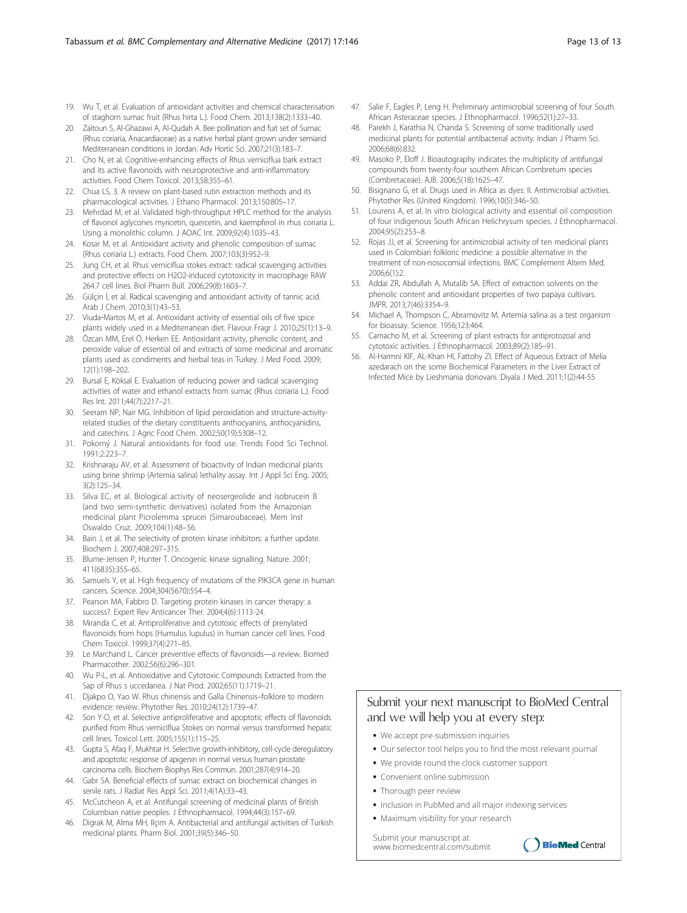19. Wu T, et al. Evaluation of antioxidant activities and chemical characterisation of staghorn sumac fruit (Rhus hirta L.). Food Chem. 2013;138(2):1333–40.
20. Zaitoun S, Al-Ghazawi A, Al-Qudah A. Bee pollination and fuit set of Sumac (Rhus coriaria, Anacardiaceae) as a native herbal plant grown under semiarid Mediterranean conditions in Jordan. Adv Hortic Sci. 2007;21(3):183–7.
21. Cho N, et al. Cognitive-enhancing effects of Rhus verniciflua bark extract and its active flavonoids with neuroprotective and anti-inflammatory activities. Food Chem Toxicol. 2013;58:355–61.
22. Chua LS, 3. A review on plant-based rutin extraction methods and its pharmacological activities. J Ethano Pharmacol. 2013;150:805–17.
23. Mehrdad M, et al. Validated high-throughput HPLC method for the analysis of flavonol aglycones myricetin, quercetin, and kaempferol in rhus coriaria L. Using a monolithic column. J AOAC Int. 2009;92(4):1035–43.
24. Kosar M, et al. Antioxidant activity and phenolic composition of sumac (Rhus coriaria L.) extracts. Food Chem. 2007;103(3):952–9.
25. Jung CH, et al. Rhus verniciflua stokes extract: radical scavenging activities and protective effects on H2O2-induced cytotoxicity in macrophage RAW 264.7 cell lines. Biol Pharm Bull. 2006;29(8):1603–7.
26. Gülçin İ, et al. Radical scavenging and antioxidant activity of tannic acid. Arab J Chem. 2010;3(1):43–53.
27. Viuda-Martos M, et al. Antioxidant activity of essential oils of five spice plants widely used in a Mediterranean diet. Flavour Fragr J. 2010;25(1):13–9.
28. Özcan MM, Erel Ö, Herken EE. Antioxidant activity, phenolic content, and peroxide value of essential oil and extracts of some medicinal and aromatic plants used as condiments and herbal teas in Turkey. J Med Food. 2009; 12(1):198–202.
29. Bursal E, Köksal E. Evaluation of reducing power and radical scavenging activities of water and ethanol extracts from sumac (Rhus coriaria L.). Food Res Int. 2011;44(7):2217–21.
30. Seeram NP, Nair MG. Inhibition of lipid peroxidation and structure-activity-related studies of the dietary constituents anthocyanins, anthocyanidins, and catechins. J Agric Food Chem. 2002;50(19):5308–12.
31. Pokorný J. Natural antioxidants for food use. Trends Food Sci Technol. 1991;2:223–7.
32. Krishnaraju AV, et al. Assessment of bioactivity of Indian medicinal plants using brine shrimp (Artemia salina) lethality assay. Int J Appl Sci Eng. 2005; 3(2):125–34.
33. Silva EC, et al. Biological activity of neosergeolide and isobrucein B (and two semi-synthetic derivatives) isolated from the Amazonian medicinal plant Picrolemma sprucei (Simaroubaceae). Mem Inst Oswaldo Cruz. 2009;104(1):48–56.
34. Bain J, et al. The selectivity of protein kinase inhibitors: a further update. Biochem J. 2007;408:297–315.
35. Blume-Jensen P, Hunter T. Oncogenic kinase signalling. Nature. 2001; 411(6835):355–65.
36. Samuels Y, et al. High frequency of mutations of the PIK3CA gene in human cancers. Science. 2004;304(5670):554–4.
37. Pearson MA, Fabbro D. Targeting protein kinases in cancer therapy: a success?. Expert Rev Anticancer Ther. 2004;4(6):1113-24.
38. Miranda C, et al. Antiproliferative and cytotoxic effects of prenylated flavonoids from hops (Humulus lupulus) in human cancer cell lines. Food Chem Toxicol. 1999;37(4):271–85.
39. Le Marchand L. Cancer preventive effects of flavonoids—a review. Biomed Pharmacother. 2002;56(6):296–301.
40. Wu P-L, et al. Antioxidative and Cytotoxic Compounds Extracted from the Sap of Rhus s uccedanea. J Nat Prod. 2002;65(11):1719–21.
41. Djakpo O, Yao W. Rhus chinensis and Galla Chinensis–folklore to modern evidence: review. Phytother Res. 2010;24(12):1739–47.
42. Son Y-O, et al. Selective antiproliferative and apoptotic effects of flavonoids purified from Rhus verniciflua Stokes on normal versus transformed hepatic cell lines. Toxicol Lett. 2005;155(1):115–25.
43. Gupta S, Afaq F, Mukhtar H. Selective growth-inhibitory, cell-cycle deregulatory and apoptotic response of apigenin in normal versus human prostate carcinoma cells. Biochem Biophys Res Commun. 2001;287(4):914–20.
44. Gabr SA. Beneficial effects of sumac extract on biochemical changes in senile rats. J Radiat Res Appl Sci. 2011;4(1A):33–43.
45. McCutcheon A, et al. Antifungal screening of medicinal plants of British Columbian native peoples. J Ethnopharmacol. 1994;44(3):157–69.
46. Digrak M, Alma MH, Ilçim A. Antibacterial and antifungal activities of Turkish medicinal plants. Pharm Biol. 2001;39(5):346–50.
47. Salie F, Eagles P, Leng H. Preliminary antimicrobial screening of four South African Asteraceae species. J Ethnopharmacol. 1996;52(1):27–33.
48. Parekh J, Karathia N, Chanda S. Screening of some traditionally used medicinal plants for potential antibacterial activity. Indian J Pharm Sci. 2006;68(6):832.
49. Masoko P, Eloff J. Bioautography indicates the multiplicity of antifungal compounds from twenty-four southern African Combretum species (Combretaceae). AJB. 2006;5(18):1625–47.
50. Bisignano G, et al. Drugs used in Africa as dyes: II. Antimicrobial activities. Phytother Res (United Kingdom). 1996;10(5):346–50.
51. Lourens A, et al. In vitro biological activity and essential oil composition of four indigenous South African Helichrysum species. J Ethnopharmacol. 2004;95(2):253–8.
52. Rojas JJ, et al. Screening for antimicrobial activity of ten medicinal plants used in Colombian folkloric medicine: a possible alternative in the treatment of non-nosocomial infections. BMC Complement Altern Med. 2006;6(1):2.
53. Addai ZR, Abdullah A, Mutalib SA. Effect of extraction solvents on the phenolic content and antioxidant properties of two papaya cultivars. JMPR. 2013;7(46):3354–9.
54. Michael A, Thompson C, Abramovitz M. Artemia salina as a test organism for bioassay. Science. 1956;123:464.
55. Camacho M, et al. Screening of plant extracts for antiprotozoal and cytotoxic activities. J Ethnopharmacol. 2003;89(2):185–91.
56. Al-Harmni KIF, AL-Khan HI, Fattohy ZI. Effect of Aqueous Extract of Melia azedarach on the some Biochemical Parameters in the Liver Extract of Infected Mice by Lieshmania donovani. Diyala J Med. 2011;1(2):44-55

Submit your next manuscript to BioMed Central and we will help you at every step:

- We accept pre-submission inquiries
- Our selector tool helps you to find the most relevant journal
- We provide round the clock customer support
- Convenient online submission
- Thorough peer review
- Inclusion in PubMed and all major indexing services
- Maximum visibility for your research

Submit your manuscript at www.biomedcentral.com/submit

BioMed Central